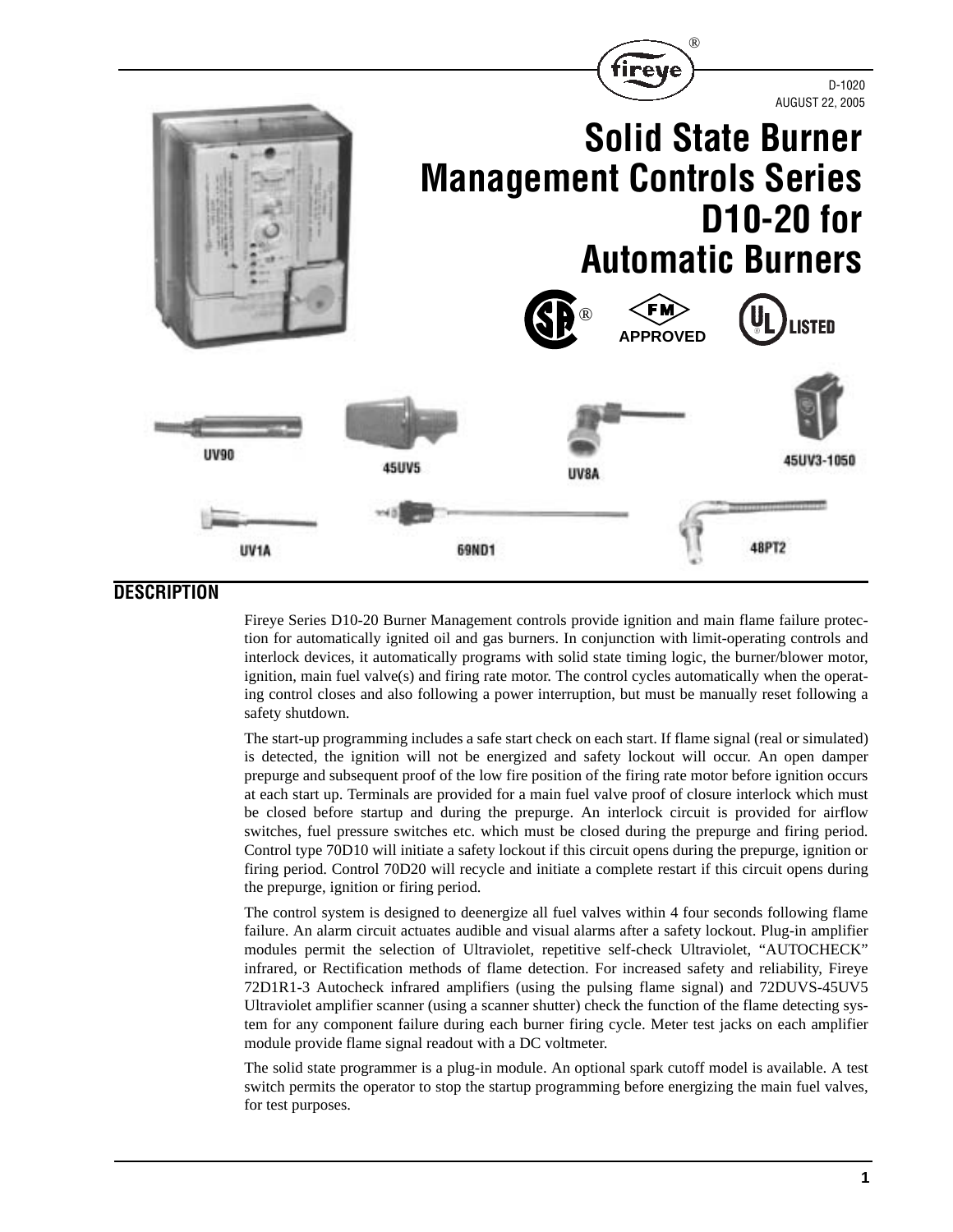D-1020
AUGUST 22, 2005

# Solid State Burner Management Controls Series D10-20 for Automatic Burners

APPROVED

LISTED

UV90

45UV5

UV8A

45UV3-1050

UV1A

69ND1

48PT2

## DESCRIPTION

Fireye Series D10-20 Burner Management controls provide ignition and main flame failure protection for automatically ignited oil and gas burners. In conjunction with limit-operating controls and interlock devices, it automatically programs with solid state timing logic, the burner/blower motor, ignition, main fuel valve(s) and firing rate motor. The control cycles automatically when the operating control closes and also following a power interruption, but must be manually reset following a safety shutdown.

The start-up programming includes a safe start check on each start. If flame signal (real or simulated) is detected, the ignition will not be energized and safety lockout will occur. An open damper prepurge and subsequent proof of the low fire position of the firing rate motor before ignition occurs at each start up. Terminals are provided for a main fuel valve proof of closure interlock which must be closed before startup and during the prepurge. An interlock circuit is provided for airflow switches, fuel pressure switches etc. which must be closed during the prepurge and firing period. Control type 70D10 will initiate a safety lockout if this circuit opens during the prepurge, ignition or firing period. Control 70D20 will recycle and initiate a complete restart if this circuit opens during the prepurge, ignition or firing period.

The control system is designed to deenergize all fuel valves within 4 four seconds following flame failure. An alarm circuit actuates audible and visual alarms after a safety lockout. Plug-in amplifier modules permit the selection of Ultraviolet, repetitive self-check Ultraviolet, "AUTOCHECK" infrared, or Rectification methods of flame detection. For increased safety and reliability, Fireye 72D1R1-3 Autocheck infrared amplifiers (using the pulsing flame signal) and 72DUVS-45UV5 Ultraviolet amplifier scanner (using a scanner shutter) check the function of the flame detecting system for any component failure during each burner firing cycle. Meter test jacks on each amplifier module provide flame signal readout with a DC voltmeter.

The solid state programmer is a plug-in module. An optional spark cutoff model is available. A test switch permits the operator to stop the startup programming before energizing the main fuel valves, for test purposes.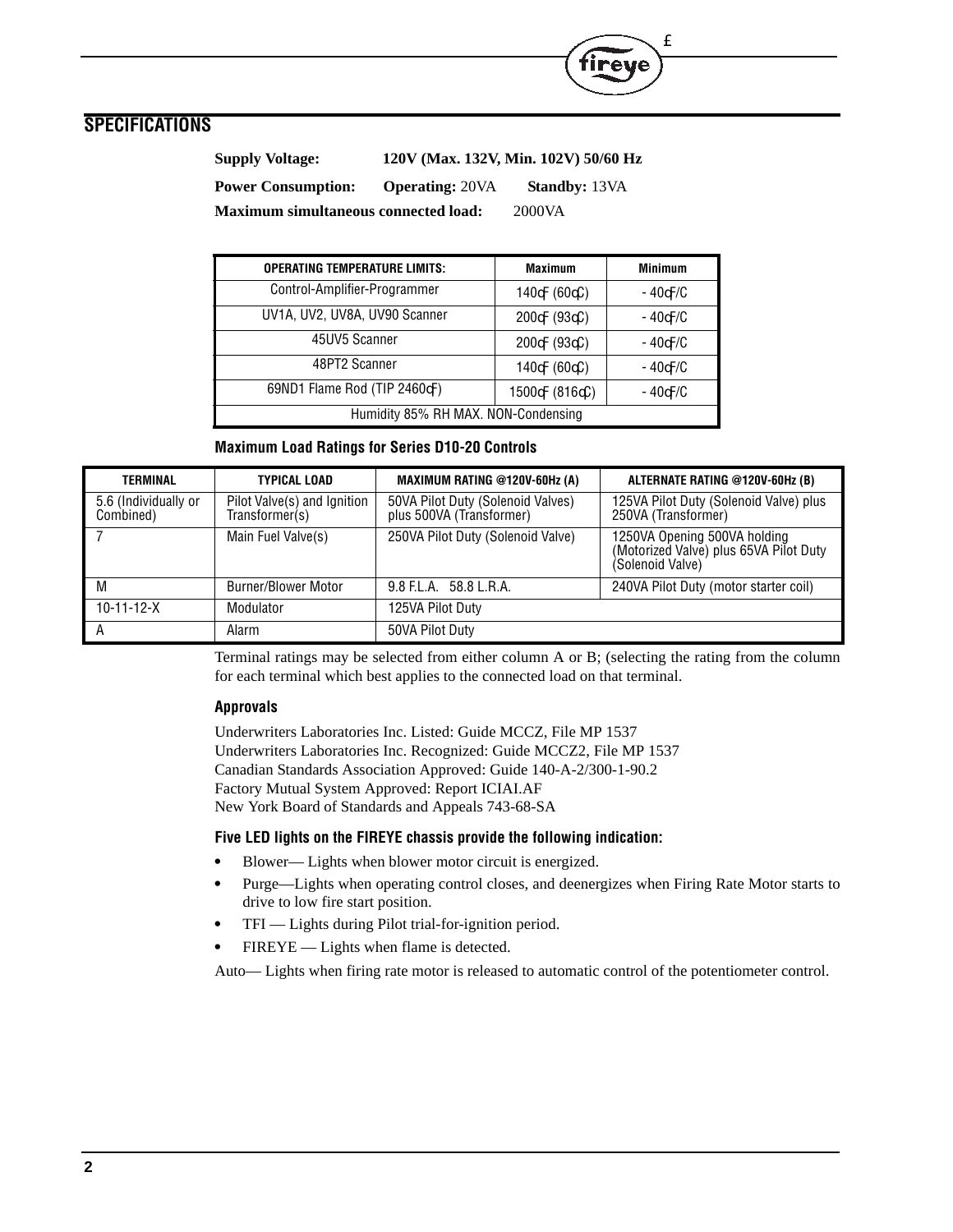## SPECIFICATIONS

**Supply Voltage:** **120V (Max. 132V, Min. 102V) 50/60 Hz**

**Power Consumption:** **Operating:** 20VA **Standby:** 13VA

**Maximum simultaneous connected load:** 2000VA

| OPERATING TEMPERATURE LIMITS: | Maximum | Minimum |
|---|---|---|
| Control-Amplifier-Programmer | 140°F (60°C) | - 40°F/C |
| UV1A, UV2, UV8A, UV90 Scanner | 200°F (93°C) | - 40°F/C |
| 45UV5 Scanner | 200°F (93°C) | - 40°F/C |
| 48PT2 Scanner | 140°F (60°C) | - 40°F/C |
| 69ND1 Flame Rod (TIP 2460°F) | 1500°F (816°C) | - 40°F/C |
| Humidity 85% RH MAX. NON-Condensing | | |

### Maximum Load Ratings for Series D10-20 Controls

| TERMINAL | TYPICAL LOAD | MAXIMUM RATING @120V-60Hz (A) | ALTERNATE RATING @120V-60Hz (B) |
|---|---|---|---|
| 5.6 (Individually or Combined) | Pilot Valve(s) and Ignition Transformer(s) | 50VA Pilot Duty (Solenoid Valves) plus 500VA (Transformer) | 125VA Pilot Duty (Solenoid Valve) plus 250VA (Transformer) |
| 7 | Main Fuel Valve(s) | 250VA Pilot Duty (Solenoid Valve) | 1250VA Opening 500VA holding (Motorized Valve) plus 65VA Pilot Duty (Solenoid Valve) |
| M | Burner/Blower Motor | 9.8 F.L.A. 58.8 L.R.A. | 240VA Pilot Duty (motor starter coil) |
| 10-11-12-X | Modulator | 125VA Pilot Duty | |
| A | Alarm | 50VA Pilot Duty | |

Terminal ratings may be selected from either column A or B; (selecting the rating from the column for each terminal which best applies to the connected load on that terminal.

### Approvals

Underwriters Laboratories Inc. Listed: Guide MCCZ, File MP 1537
Underwriters Laboratories Inc. Recognized: Guide MCCZ2, File MP 1537
Canadian Standards Association Approved: Guide 140-A-2/300-1-90.2
Factory Mutual System Approved: Report ICIAI.AF
New York Board of Standards and Appeals 743-68-SA

### Five LED lights on the FIREYE chassis provide the following indication:

- Blower— Lights when blower motor circuit is energized.
- Purge—Lights when operating control closes, and deenergizes when Firing Rate Motor starts to drive to low fire start position.
- TFI — Lights during Pilot trial-for-ignition period.
- FIREYE — Lights when flame is detected.

Auto— Lights when firing rate motor is released to automatic control of the potentiometer control.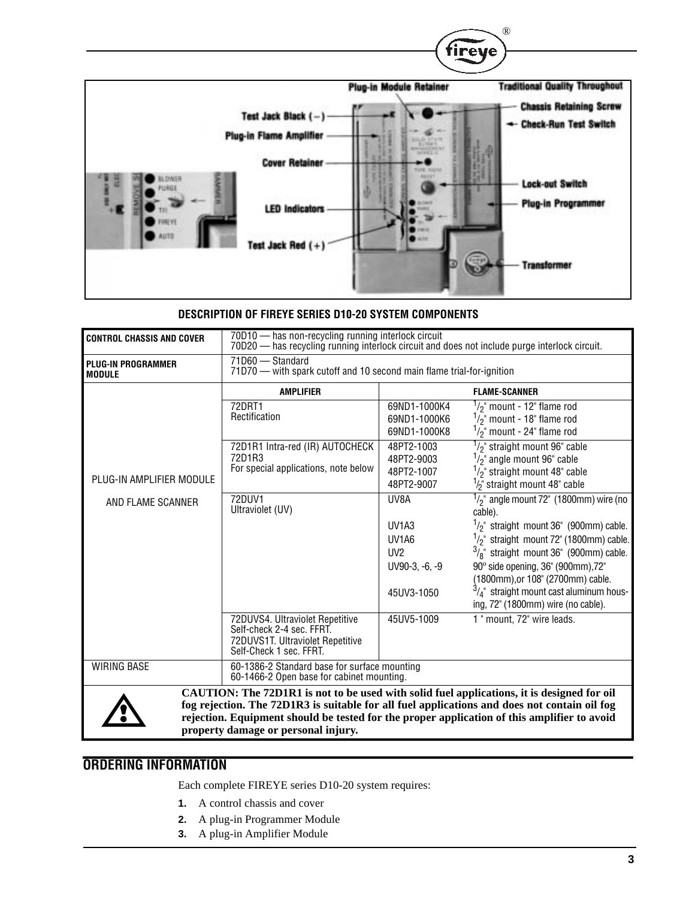### DESCRIPTION OF FIREYE SERIES D10-20 SYSTEM COMPONENTS

| CONTROL CHASSIS AND COVER | 70D10 — has non-recycling running interlock circuit<br>70D20 — has recycling running interlock circuit and does not include purge interlock circuit. | | |
|---|---|---|---|
| PLUG-IN PROGRAMMER MODULE | 71D60 — Standard<br>71D70 — with spark cutoff and 10 second main flame trial-for-ignition | | |
| PLUG-IN AMPLIFIER MODULE AND FLAME SCANNER | **AMPLIFIER** | **FLAME-SCANNER** | |
| | 72DRT1<br>Rectification | 69ND1-1000K4<br>69ND1-1000K6<br>69ND1-1000K8 | 1/2" mount - 12" flame rod<br>1/2" mount - 18" flame rod<br>1/2" mount - 24" flame rod |
| | 72D1R1 Intra-red (IR) AUTOCHECK<br>72D1R3<br>For special applications, note below | 48PT2-1003<br>48PT2-9003<br>48PT2-1007<br>48PT2-9007 | 1/2" straight mount 96" cable<br>1/2" angle mount 96" cable<br>1/2" straight mount 48" cable<br>1/2" straight mount 48" cable |
| | 72DUV1<br>Ultraviolet (UV) | UV8A<br><br>UV1A3<br>UV1A6<br>UV2<br>UV90-3, -6, -9<br><br>45UV3-1050 | 1/2" angle mount 72" (1800mm) wire (no cable).<br>1/2" straight mount 36" (900mm) cable.<br>1/2" straight mount 72" (1800mm) cable.<br>3/8" straight mount 36" (900mm) cable.<br>90° side opening, 36" (900mm),72" (1800mm),or 108" (2700mm) cable.<br>3/4" straight mount cast aluminum housing, 72" (1800mm) wire (no cable). |
| | 72DUVS4. Ultraviolet Repetitive Self-check 2-4 sec. FFRT.<br>72DUVS1T. Ultraviolet Repetitive Self-Check 1 sec. FFRT. | 45UV5-1009 | 1 " mount, 72" wire leads. |
| WIRING BASE | 60-1386-2 Standard base for surface mounting<br>60-1466-2 Open base for cabinet mounting. | | |

**CAUTION: The 72D1R1 is not to be used with solid fuel applications, it is designed for oil fog rejection. The 72D1R3 is suitable for all fuel applications and does not contain oil fog rejection. Equipment should be tested for the proper application of this amplifier to avoid property damage or personal injury.**

## ORDERING INFORMATION

Each complete FIREYE series D10-20 system requires:

1. A control chassis and cover
2. A plug-in Programmer Module
3. A plug-in Amplifier Module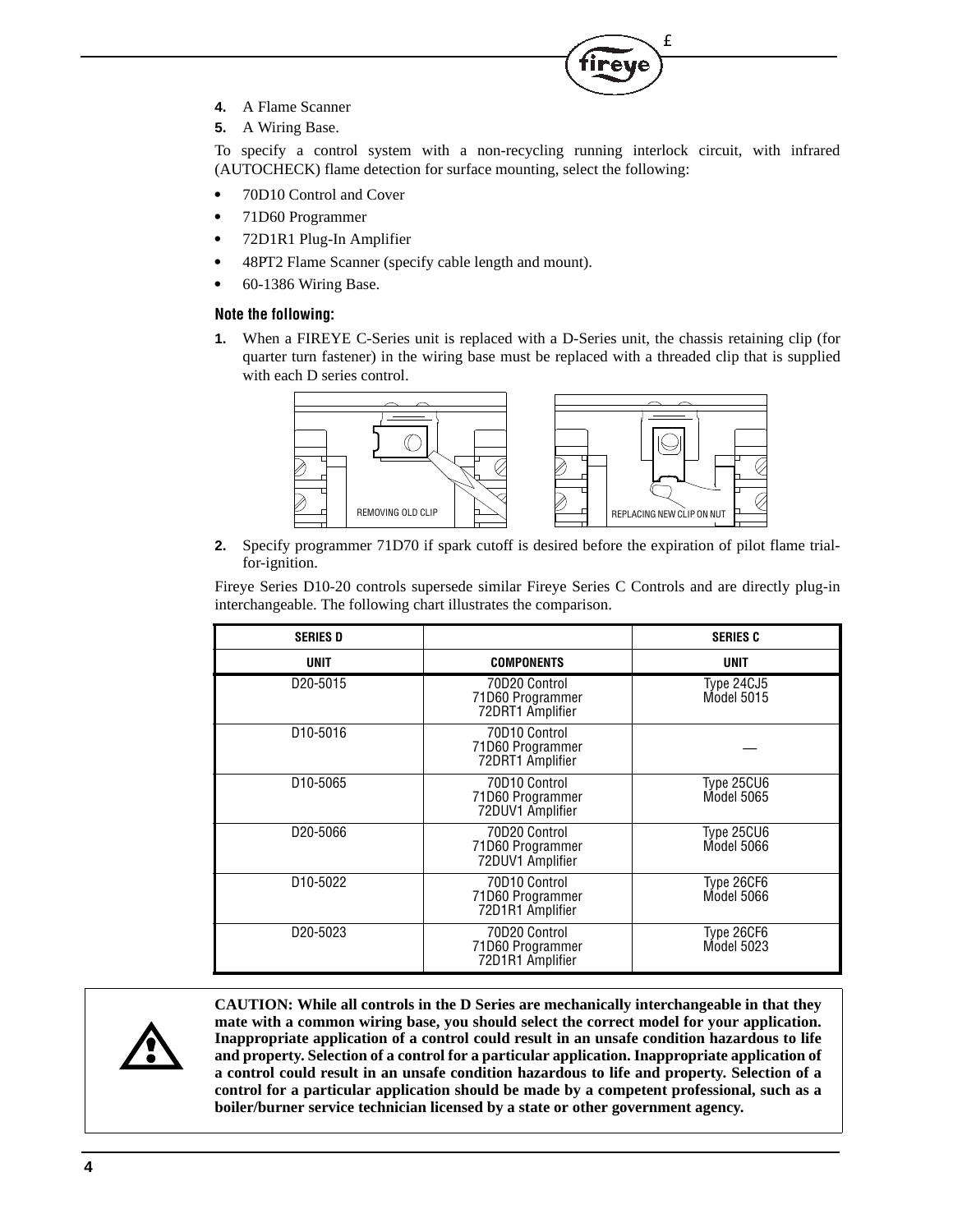4. A Flame Scanner
5. A Wiring Base.

To specify a control system with a non-recycling running interlock circuit, with infrared (AUTOCHECK) flame detection for surface mounting, select the following:

- 70D10 Control and Cover
- 71D60 Programmer
- 72D1R1 Plug-In Amplifier
- 48PT2 Flame Scanner (specify cable length and mount).
- 60-1386 Wiring Base.

### Note the following:

1. When a FIREYE C-Series unit is replaced with a D-Series unit, the chassis retaining clip (for quarter turn fastener) in the wiring base must be replaced with a threaded clip that is supplied with each D series control.

REMOVING OLD CLIP    REPLACING NEW CLIP ON NUT

2. Specify programmer 71D70 if spark cutoff is desired before the expiration of pilot flame trial-for-ignition.

Fireye Series D10-20 controls supersede similar Fireye Series C Controls and are directly plug-in interchangeable. The following chart illustrates the comparison.

| SERIES D | | SERIES C |
|---|---|---|
| UNIT | COMPONENTS | UNIT |
| D20-5015 | 70D20 Control<br>71D60 Programmer<br>72DRT1 Amplifier | Type 24CJ5<br>Model 5015 |
| D10-5016 | 70D10 Control<br>71D60 Programmer<br>72DRT1 Amplifier | — |
| D10-5065 | 70D10 Control<br>71D60 Programmer<br>72DUV1 Amplifier | Type 25CU6<br>Model 5065 |
| D20-5066 | 70D20 Control<br>71D60 Programmer<br>72DUV1 Amplifier | Type 25CU6<br>Model 5066 |
| D10-5022 | 70D10 Control<br>71D60 Programmer<br>72D1R1 Amplifier | Type 26CF6<br>Model 5066 |
| D20-5023 | 70D20 Control<br>71D60 Programmer<br>72D1R1 Amplifier | Type 26CF6<br>Model 5023 |

**CAUTION: While all controls in the D Series are mechanically interchangeable in that they mate with a common wiring base, you should select the correct model for your application. Inappropriate application of a control could result in an unsafe condition hazardous to life and property. Selection of a control for a particular application. Inappropriate application of a control could result in an unsafe condition hazardous to life and property. Selection of a control for a particular application should be made by a competent professional, such as a boiler/burner service technician licensed by a state or other government agency.**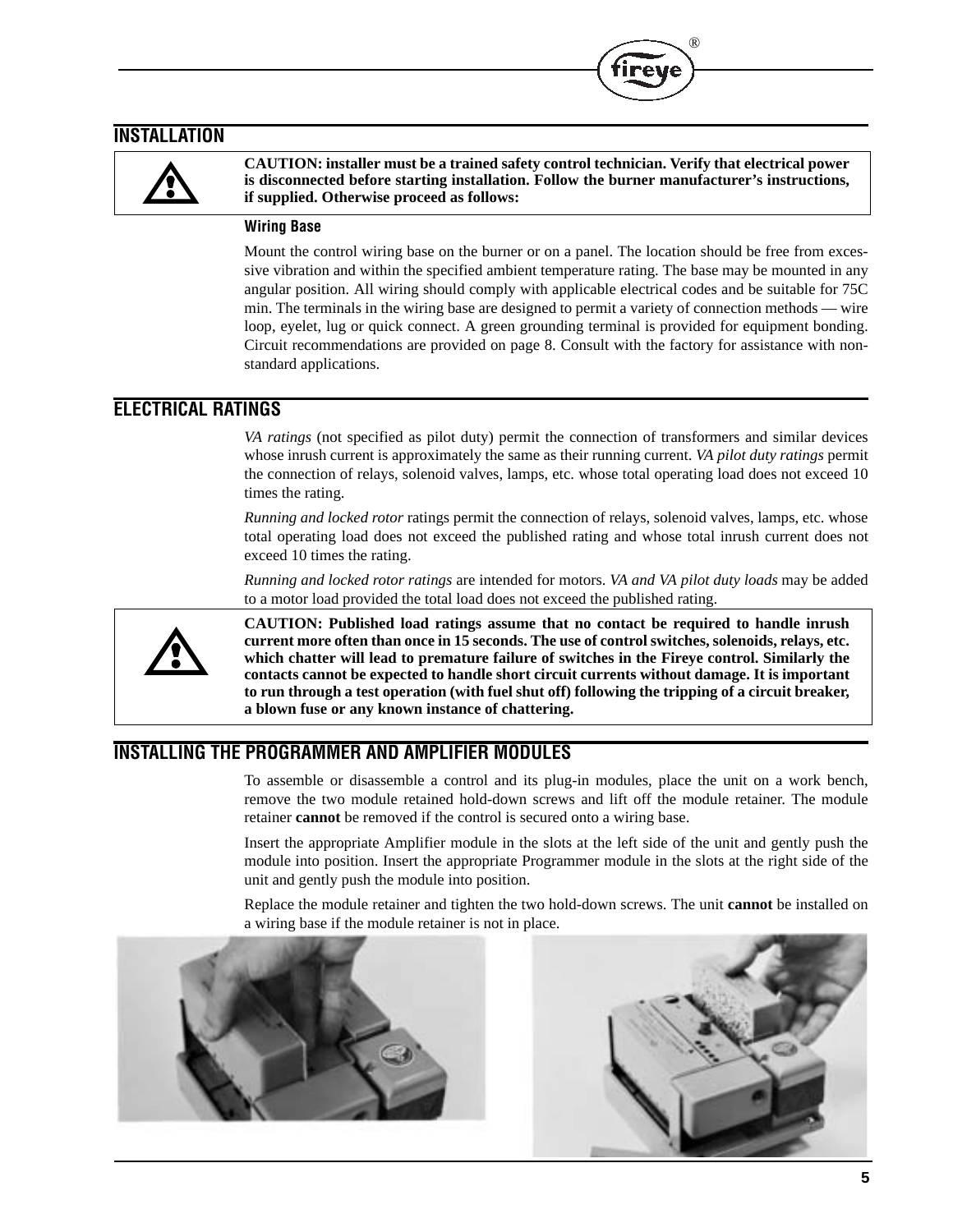## INSTALLATION

**CAUTION: installer must be a trained safety control technician. Verify that electrical power is disconnected before starting installation. Follow the burner manufacturer's instructions, if supplied. Otherwise proceed as follows:**

### Wiring Base

Mount the control wiring base on the burner or on a panel. The location should be free from excessive vibration and within the specified ambient temperature rating. The base may be mounted in any angular position. All wiring should comply with applicable electrical codes and be suitable for 75C min. The terminals in the wiring base are designed to permit a variety of connection methods — wire loop, eyelet, lug or quick connect. A green grounding terminal is provided for equipment bonding. Circuit recommendations are provided on page 8. Consult with the factory for assistance with non-standard applications.

## ELECTRICAL RATINGS

*VA ratings* (not specified as pilot duty) permit the connection of transformers and similar devices whose inrush current is approximately the same as their running current. *VA pilot duty ratings* permit the connection of relays, solenoid valves, lamps, etc. whose total operating load does not exceed 10 times the rating.

*Running and locked rotor* ratings permit the connection of relays, solenoid valves, lamps, etc. whose total operating load does not exceed the published rating and whose total inrush current does not exceed 10 times the rating.

*Running and locked rotor ratings* are intended for motors. *VA and VA pilot duty loads* may be added to a motor load provided the total load does not exceed the published rating.

**CAUTION: Published load ratings assume that no contact be required to handle inrush current more often than once in 15 seconds. The use of control switches, solenoids, relays, etc. which chatter will lead to premature failure of switches in the Fireye control. Similarly the contacts cannot be expected to handle short circuit currents without damage. It is important to run through a test operation (with fuel shut off) following the tripping of a circuit breaker, a blown fuse or any known instance of chattering.**

## INSTALLING THE PROGRAMMER AND AMPLIFIER MODULES

To assemble or disassemble a control and its plug-in modules, place the unit on a work bench, remove the two module retained hold-down screws and lift off the module retainer. The module retainer **cannot** be removed if the control is secured onto a wiring base.

Insert the appropriate Amplifier module in the slots at the left side of the unit and gently push the module into position. Insert the appropriate Programmer module in the slots at the right side of the unit and gently push the module into position.

Replace the module retainer and tighten the two hold-down screws. The unit **cannot** be installed on a wiring base if the module retainer is not in place.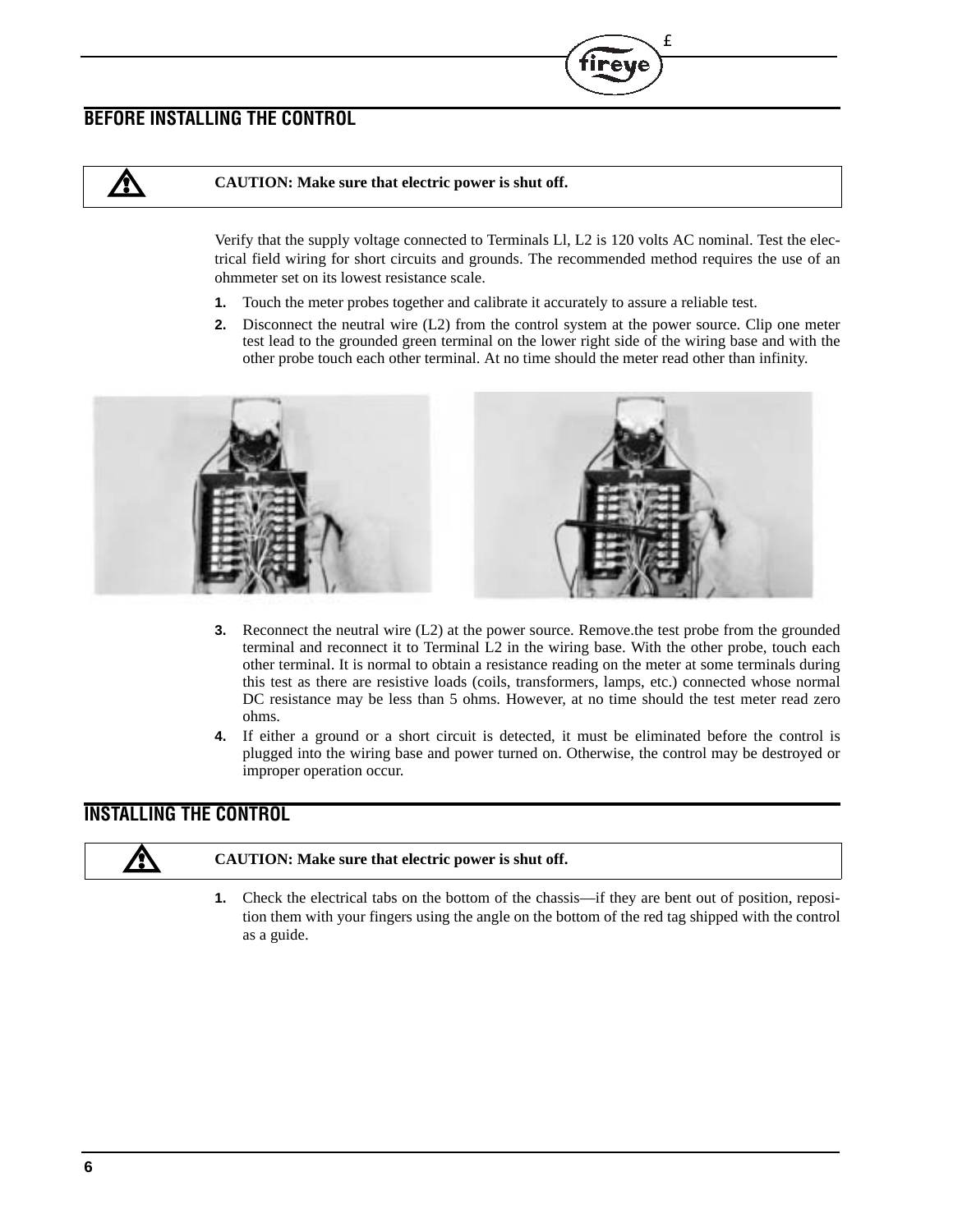## BEFORE INSTALLING THE CONTROL

**CAUTION: Make sure that electric power is shut off.**

Verify that the supply voltage connected to Terminals Ll, L2 is 120 volts AC nominal. Test the electrical field wiring for short circuits and grounds. The recommended method requires the use of an ohmmeter set on its lowest resistance scale.

1. Touch the meter probes together and calibrate it accurately to assure a reliable test.
2. Disconnect the neutral wire (L2) from the control system at the power source. Clip one meter test lead to the grounded green terminal on the lower right side of the wiring base and with the other probe touch each other terminal. At no time should the meter read other than infinity.
3. Reconnect the neutral wire (L2) at the power source. Remove.the test probe from the grounded terminal and reconnect it to Terminal L2 in the wiring base. With the other probe, touch each other terminal. It is normal to obtain a resistance reading on the meter at some terminals during this test as there are resistive loads (coils, transformers, lamps, etc.) connected whose normal DC resistance may be less than 5 ohms. However, at no time should the test meter read zero ohms.
4. If either a ground or a short circuit is detected, it must be eliminated before the control is plugged into the wiring base and power turned on. Otherwise, the control may be destroyed or improper operation occur.

## INSTALLING THE CONTROL

**CAUTION: Make sure that electric power is shut off.**

1. Check the electrical tabs on the bottom of the chassis—if they are bent out of position, reposition them with your fingers using the angle on the bottom of the red tag shipped with the control as a guide.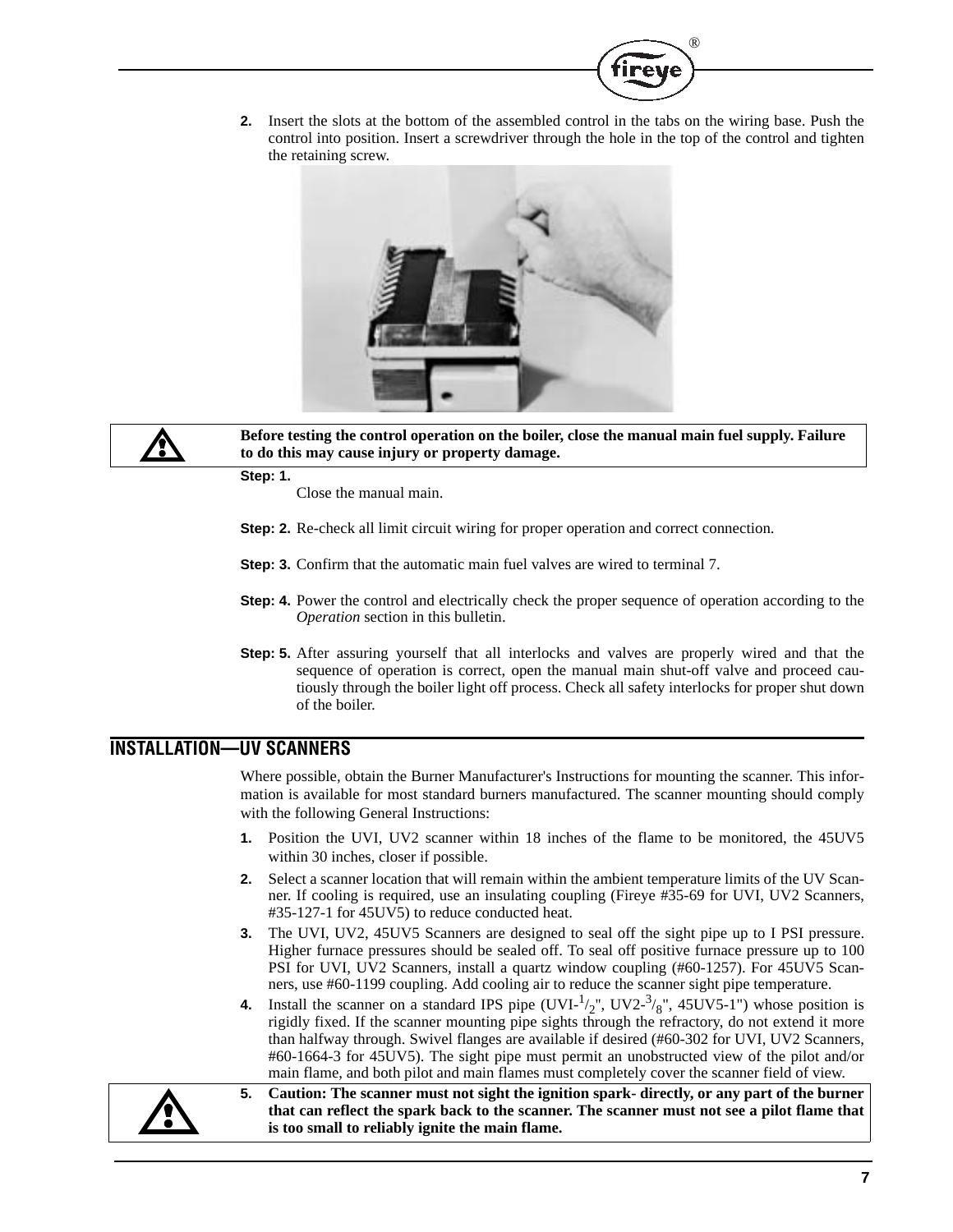2. Insert the slots at the bottom of the assembled control in the tabs on the wiring base. Push the control into position. Insert a screwdriver through the hole in the top of the control and tighten the retaining screw.

**Before testing the control operation on the boiler, close the manual main fuel supply. Failure to do this may cause injury or property damage.**

**Step: 1.** Close the manual main.

**Step: 2.** Re-check all limit circuit wiring for proper operation and correct connection.

**Step: 3.** Confirm that the automatic main fuel valves are wired to terminal 7.

**Step: 4.** Power the control and electrically check the proper sequence of operation according to the *Operation* section in this bulletin.

**Step: 5.** After assuring yourself that all interlocks and valves are properly wired and that the sequence of operation is correct, open the manual main shut-off valve and proceed cautiously through the boiler light off process. Check all safety interlocks for proper shut down of the boiler.

## INSTALLATION—UV SCANNERS

Where possible, obtain the Burner Manufacturer's Instructions for mounting the scanner. This information is available for most standard burners manufactured. The scanner mounting should comply with the following General Instructions:

1. Position the UVI, UV2 scanner within 18 inches of the flame to be monitored, the 45UV5 within 30 inches, closer if possible.
2. Select a scanner location that will remain within the ambient temperature limits of the UV Scanner. If cooling is required, use an insulating coupling (Fireye #35-69 for UVI, UV2 Scanners, #35-127-1 for 45UV5) to reduce conducted heat.
3. The UVI, UV2, 45UV5 Scanners are designed to seal off the sight pipe up to I PSI pressure. Higher furnace pressures should be sealed off. To seal off positive furnace pressure up to 100 PSI for UVI, UV2 Scanners, install a quartz window coupling (#60-1257). For 45UV5 Scanners, use #60-1199 coupling. Add cooling air to reduce the scanner sight pipe temperature.
4. Install the scanner on a standard IPS pipe (UVI-$^{1}/_{2}$", UV2-$^{3}/_{8}$", 45UV5-1") whose position is rigidly fixed. If the scanner mounting pipe sights through the refractory, do not extend it more than halfway through. Swivel flanges are available if desired (#60-302 for UVI, UV2 Scanners, #60-1664-3 for 45UV5). The sight pipe must permit an unobstructed view of the pilot and/or main flame, and both pilot and main flames must completely cover the scanner field of view.
5. **Caution: The scanner must not sight the ignition spark- directly, or any part of the burner that can reflect the spark back to the scanner. The scanner must not see a pilot flame that is too small to reliably ignite the main flame.**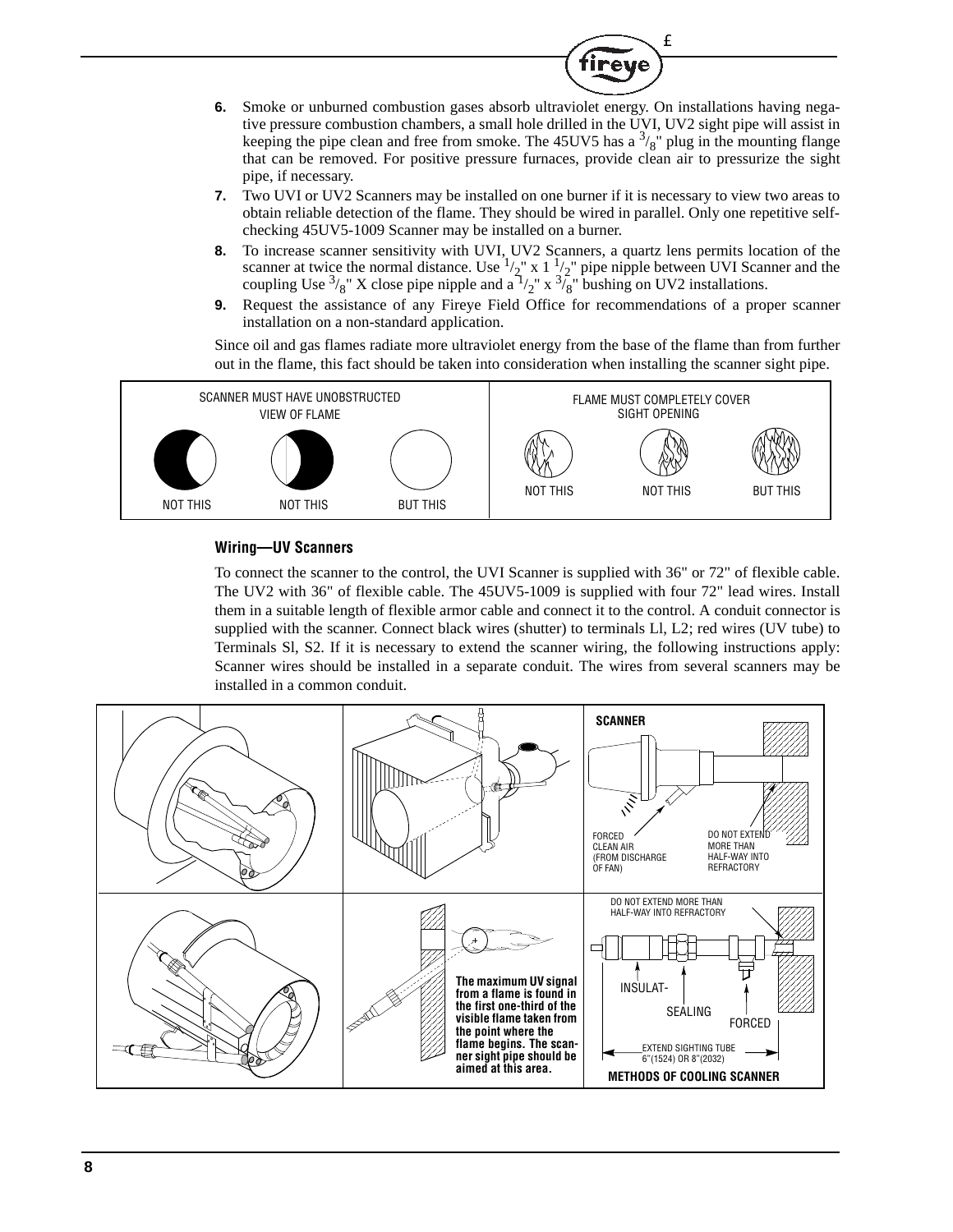6. Smoke or unburned combustion gases absorb ultraviolet energy. On installations having negative pressure combustion chambers, a small hole drilled in the UVI, UV2 sight pipe will assist in keeping the pipe clean and free from smoke. The 45UV5 has a $^{3}/_{8}$" plug in the mounting flange that can be removed. For positive pressure furnaces, provide clean air to pressurize the sight pipe, if necessary.
7. Two UVI or UV2 Scanners may be installed on one burner if it is necessary to view two areas to obtain reliable detection of the flame. They should be wired in parallel. Only one repetitive self-checking 45UV5-1009 Scanner may be installed on a burner.
8. To increase scanner sensitivity with UVI, UV2 Scanners, a quartz lens permits location of the scanner at twice the normal distance. Use $^{1}/_{2}$" x 1 $^{1}/_{2}$" pipe nipple between UVI Scanner and the coupling Use $^{3}/_{8}$" X close pipe nipple and a $^{1}/_{2}$" x $^{3}/_{8}$" bushing on UV2 installations.
9. Request the assistance of any Fireye Field Office for recommendations of a proper scanner installation on a non-standard application.

Since oil and gas flames radiate more ultraviolet energy from the base of the flame than from further out in the flame, this fact should be taken into consideration when installing the scanner sight pipe.

SCANNER MUST HAVE UNOBSTRUCTED VIEW OF FLAME: NOT THIS / NOT THIS / BUT THIS

FLAME MUST COMPLETELY COVER SIGHT OPENING: NOT THIS / NOT THIS / BUT THIS

### Wiring—UV Scanners

To connect the scanner to the control, the UVI Scanner is supplied with 36" or 72" of flexible cable. The UV2 with 36" of flexible cable. The 45UV5-1009 is supplied with four 72" lead wires. Install them in a suitable length of flexible armor cable and connect it to the control. A conduit connector is supplied with the scanner. Connect black wires (shutter) to terminals Ll, L2; red wires (UV tube) to Terminals Sl, S2. If it is necessary to extend the scanner wiring, the following instructions apply: Scanner wires should be installed in a separate conduit. The wires from several scanners may be installed in a common conduit.

SCANNER

FORCED CLEAN AIR (FROM DISCHARGE OF FAN)

DO NOT EXTEND MORE THAN HALF-WAY INTO REFRACTORY

**The maximum UV signal from a flame is found in the first one-third of the visible flame taken from the point where the flame begins. The scanner sight pipe should be aimed at this area.**

DO NOT EXTEND MORE THAN HALF-WAY INTO REFRACTORY

INSULAT-

SEALING

FORCED

EXTEND SIGHTING TUBE 6"(1524) OR 8"(2032)

**METHODS OF COOLING SCANNER**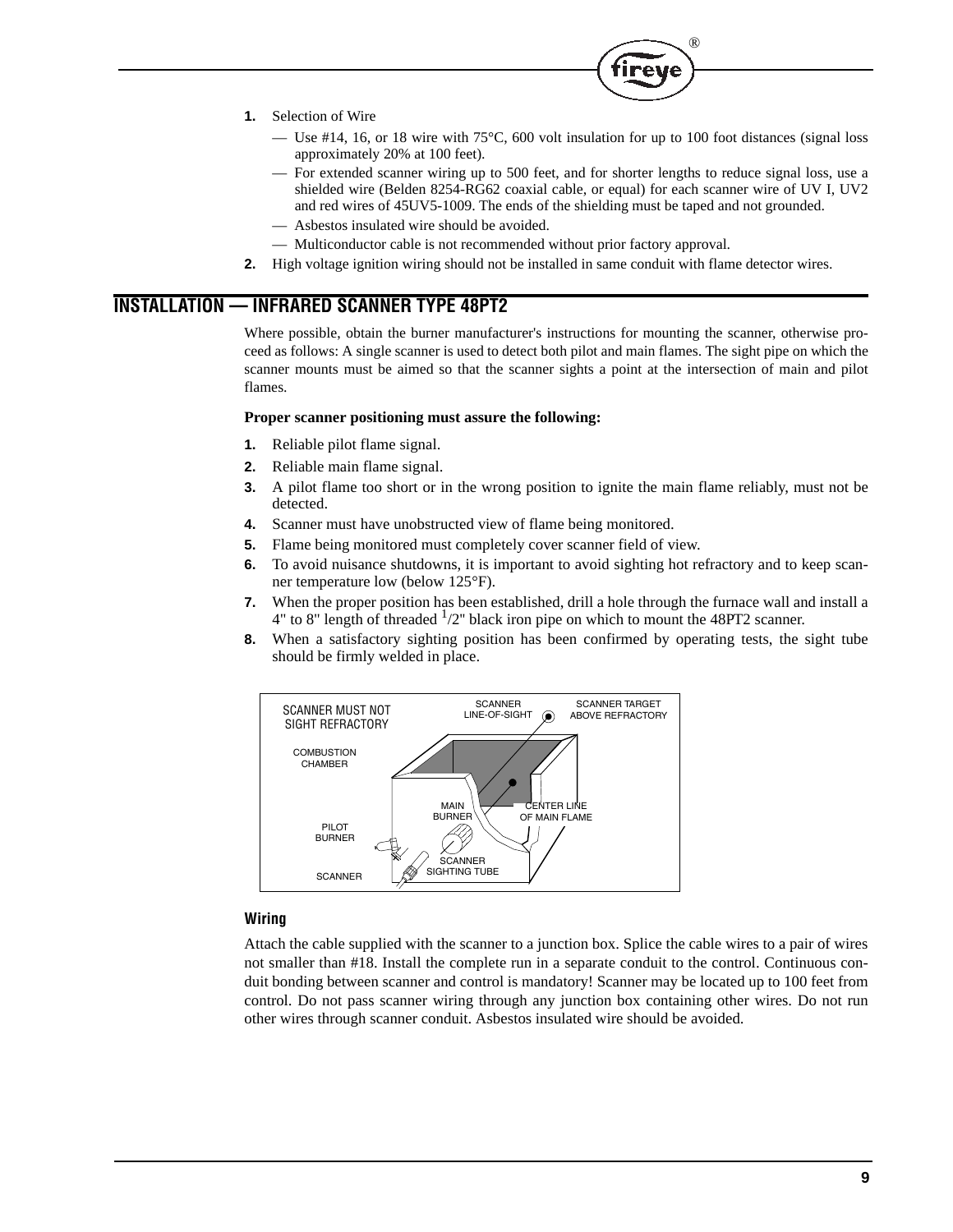1. Selection of Wire
   - Use #14, 16, or 18 wire with 75°C, 600 volt insulation for up to 100 foot distances (signal loss approximately 20% at 100 feet).
   - For extended scanner wiring up to 500 feet, and for shorter lengths to reduce signal loss, use a shielded wire (Belden 8254-RG62 coaxial cable, or equal) for each scanner wire of UV I, UV2 and red wires of 45UV5-1009. The ends of the shielding must be taped and not grounded.
   - Asbestos insulated wire should be avoided.
   - Multiconductor cable is not recommended without prior factory approval.
2. High voltage ignition wiring should not be installed in same conduit with flame detector wires.

## INSTALLATION — INFRARED SCANNER TYPE 48PT2

Where possible, obtain the burner manufacturer's instructions for mounting the scanner, otherwise proceed as follows: A single scanner is used to detect both pilot and main flames. The sight pipe on which the scanner mounts must be aimed so that the scanner sights a point at the intersection of main and pilot flames.

**Proper scanner positioning must assure the following:**

1. Reliable pilot flame signal.
2. Reliable main flame signal.
3. A pilot flame too short or in the wrong position to ignite the main flame reliably, must not be detected.
4. Scanner must have unobstructed view of flame being monitored.
5. Flame being monitored must completely cover scanner field of view.
6. To avoid nuisance shutdowns, it is important to avoid sighting hot refractory and to keep scanner temperature low (below 125°F).
7. When the proper position has been established, drill a hole through the furnace wall and install a 4" to 8" length of threaded 1/2" black iron pipe on which to mount the 48PT2 scanner.
8. When a satisfactory sighting position has been confirmed by operating tests, the sight tube should be firmly welded in place.

SCANNER MUST NOT SIGHT REFRACTORY

### Wiring

Attach the cable supplied with the scanner to a junction box. Splice the cable wires to a pair of wires not smaller than #18. Install the complete run in a separate conduit to the control. Continuous conduit bonding between scanner and control is mandatory! Scanner may be located up to 100 feet from control. Do not pass scanner wiring through any junction box containing other wires. Do not run other wires through scanner conduit. Asbestos insulated wire should be avoided.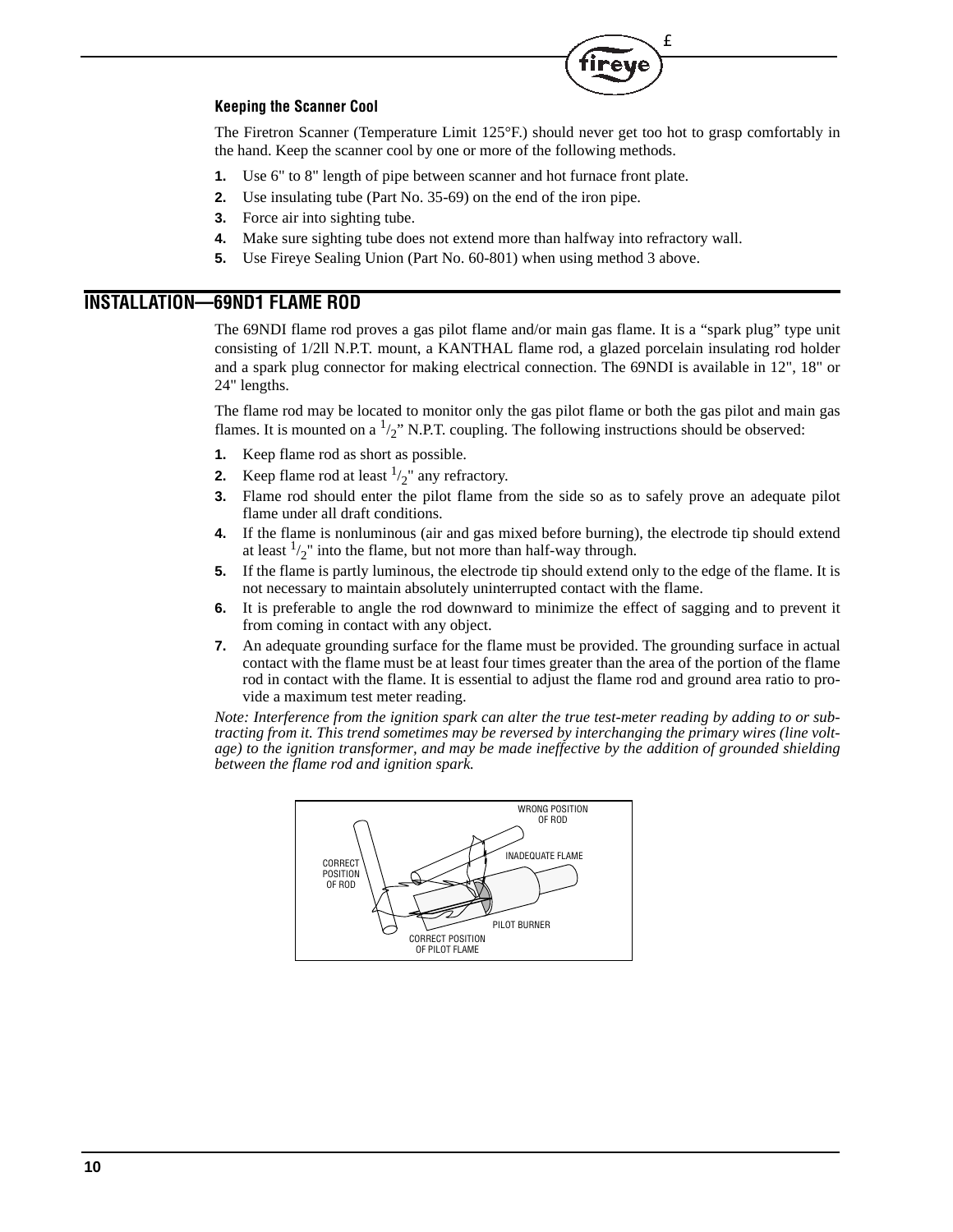### Keeping the Scanner Cool

The Firetron Scanner (Temperature Limit 125°F.) should never get too hot to grasp comfortably in the hand. Keep the scanner cool by one or more of the following methods.

1. Use 6" to 8" length of pipe between scanner and hot furnace front plate.
2. Use insulating tube (Part No. 35-69) on the end of the iron pipe.
3. Force air into sighting tube.
4. Make sure sighting tube does not extend more than halfway into refractory wall.
5. Use Fireye Sealing Union (Part No. 60-801) when using method 3 above.

## INSTALLATION—69ND1 FLAME ROD

The 69NDI flame rod proves a gas pilot flame and/or main gas flame. It is a "spark plug" type unit consisting of 1/2ll N.P.T. mount, a KANTHAL flame rod, a glazed porcelain insulating rod holder and a spark plug connector for making electrical connection. The 69NDI is available in 12", 18" or 24" lengths.

The flame rod may be located to monitor only the gas pilot flame or both the gas pilot and main gas flames. It is mounted on a $^1/_2$" N.P.T. coupling. The following instructions should be observed:

1. Keep flame rod as short as possible.
2. Keep flame rod at least $^1/_2$" any refractory.
3. Flame rod should enter the pilot flame from the side so as to safely prove an adequate pilot flame under all draft conditions.
4. If the flame is nonluminous (air and gas mixed before burning), the electrode tip should extend at least $^1/_2$" into the flame, but not more than half-way through.
5. If the flame is partly luminous, the electrode tip should extend only to the edge of the flame. It is not necessary to maintain absolutely uninterrupted contact with the flame.
6. It is preferable to angle the rod downward to minimize the effect of sagging and to prevent it from coming in contact with any object.
7. An adequate grounding surface for the flame must be provided. The grounding surface in actual contact with the flame must be at least four times greater than the area of the portion of the flame rod in contact with the flame. It is essential to adjust the flame rod and ground area ratio to provide a maximum test meter reading.

*Note: Interference from the ignition spark can alter the true test-meter reading by adding to or subtracting from it. This trend sometimes may be reversed by interchanging the primary wires (line voltage) to the ignition transformer, and may be made ineffective by the addition of grounded shielding between the flame rod and ignition spark.*

WRONG POSITION OF ROD

INADEQUATE FLAME

CORRECT POSITION OF ROD

PILOT BURNER

CORRECT POSITION OF PILOT FLAME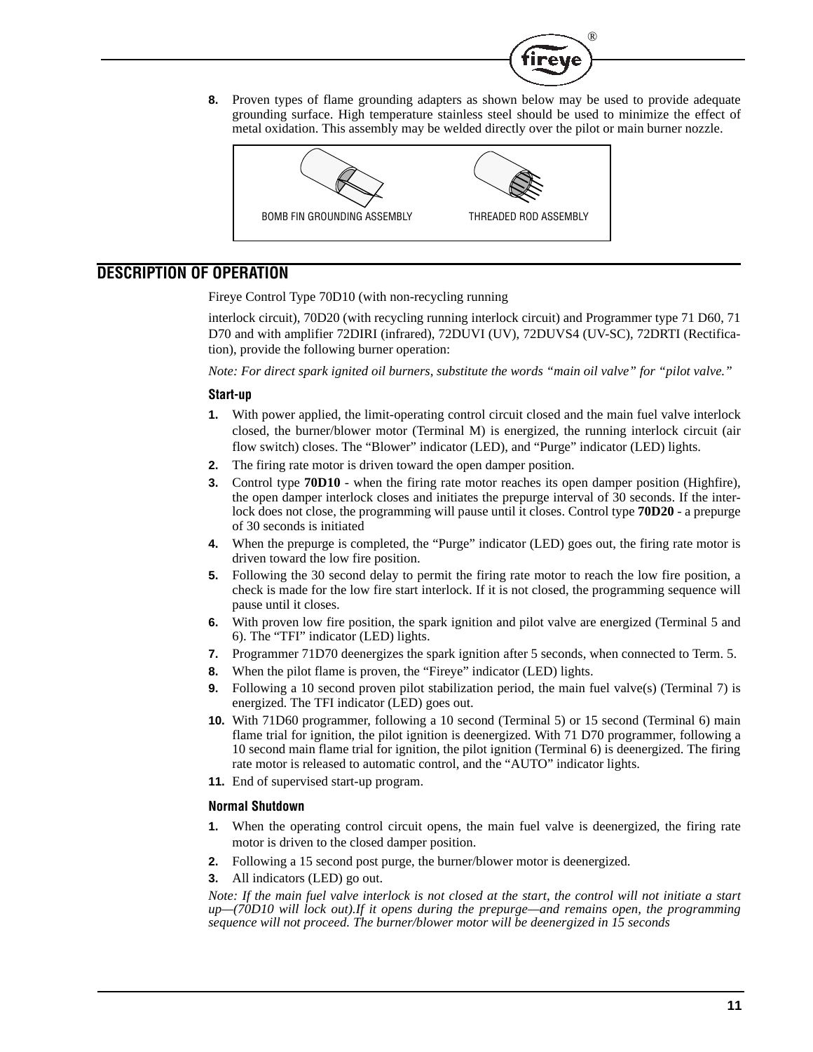8. Proven types of flame grounding adapters as shown below may be used to provide adequate grounding surface. High temperature stainless steel should be used to minimize the effect of metal oxidation. This assembly may be welded directly over the pilot or main burner nozzle.

BOMB FIN GROUNDING ASSEMBLY THREADED ROD ASSEMBLY

## DESCRIPTION OF OPERATION

Fireye Control Type 70D10 (with non-recycling running

interlock circuit), 70D20 (with recycling running interlock circuit) and Programmer type 71 D60, 71 D70 and with amplifier 72DIRI (infrared), 72DUVI (UV), 72DUVS4 (UV-SC), 72DRTI (Rectification), provide the following burner operation:

*Note: For direct spark ignited oil burners, substitute the words "main oil valve" for "pilot valve."*

### Start-up

1. With power applied, the limit-operating control circuit closed and the main fuel valve interlock closed, the burner/blower motor (Terminal M) is energized, the running interlock circuit (air flow switch) closes. The "Blower" indicator (LED), and "Purge" indicator (LED) lights.
2. The firing rate motor is driven toward the open damper position.
3. Control type **70D10** - when the firing rate motor reaches its open damper position (Highfire), the open damper interlock closes and initiates the prepurge interval of 30 seconds. If the interlock does not close, the programming will pause until it closes. Control type **70D20** - a prepurge of 30 seconds is initiated
4. When the prepurge is completed, the "Purge" indicator (LED) goes out, the firing rate motor is driven toward the low fire position.
5. Following the 30 second delay to permit the firing rate motor to reach the low fire position, a check is made for the low fire start interlock. If it is not closed, the programming sequence will pause until it closes.
6. With proven low fire position, the spark ignition and pilot valve are energized (Terminal 5 and 6). The "TFI" indicator (LED) lights.
7. Programmer 71D70 deenergizes the spark ignition after 5 seconds, when connected to Term. 5.
8. When the pilot flame is proven, the "Fireye" indicator (LED) lights.
9. Following a 10 second proven pilot stabilization period, the main fuel valve(s) (Terminal 7) is energized. The TFI indicator (LED) goes out.
10. With 71D60 programmer, following a 10 second (Terminal 5) or 15 second (Terminal 6) main flame trial for ignition, the pilot ignition is deenergized. With 71 D70 programmer, following a 10 second main flame trial for ignition, the pilot ignition (Terminal 6) is deenergized. The firing rate motor is released to automatic control, and the "AUTO" indicator lights.
11. End of supervised start-up program.

### Normal Shutdown

1. When the operating control circuit opens, the main fuel valve is deenergized, the firing rate motor is driven to the closed damper position.
2. Following a 15 second post purge, the burner/blower motor is deenergized.
3. All indicators (LED) go out.

*Note: If the main fuel valve interlock is not closed at the start, the control will not initiate a start up—(70D10 will lock out).If it opens during the prepurge—and remains open, the programming sequence will not proceed. The burner/blower motor will be deenergized in 15 seconds*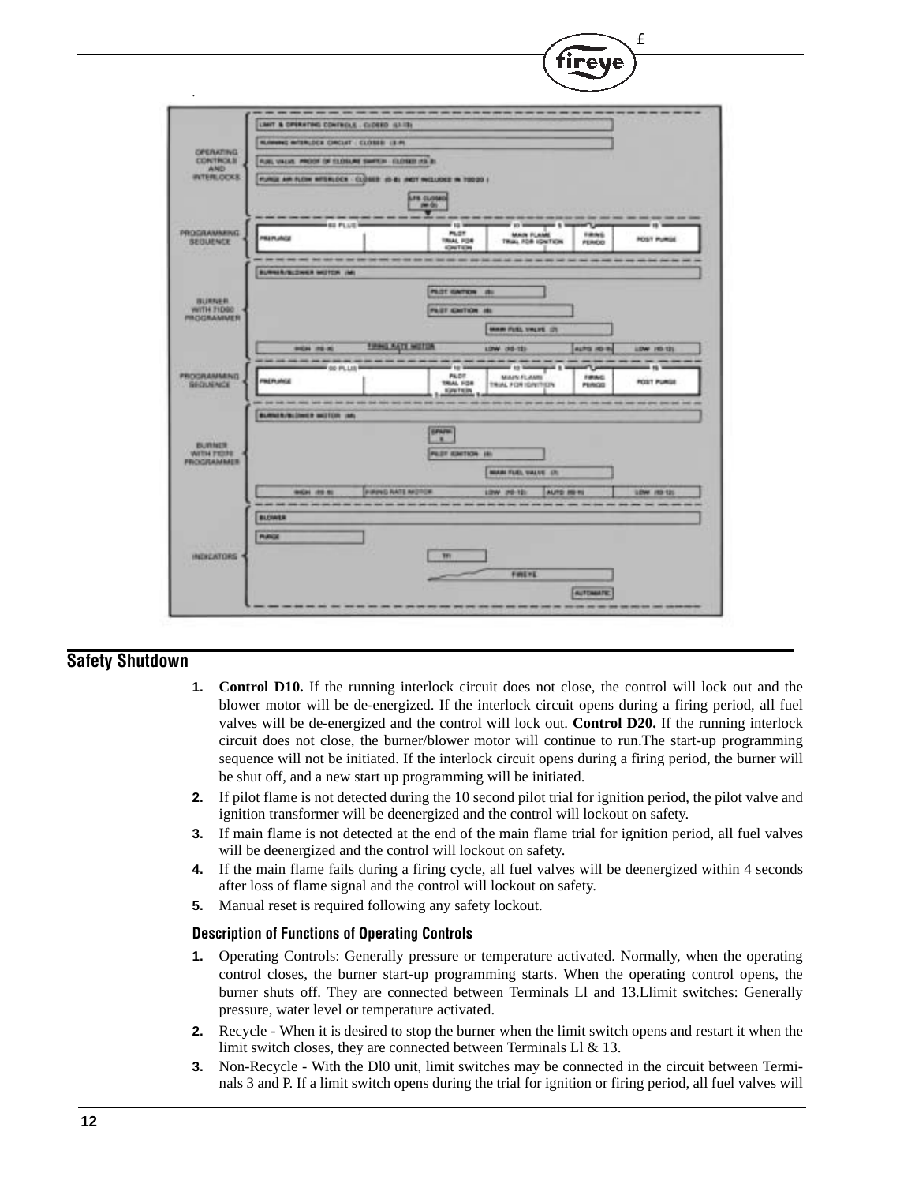## Safety Shutdown

1. **Control D10.** If the running interlock circuit does not close, the control will lock out and the blower motor will be de-energized. If the interlock circuit opens during a firing period, all fuel valves will be de-energized and the control will lock out. **Control D20.** If the running interlock circuit does not close, the burner/blower motor will continue to run.The start-up programming sequence will not be initiated. If the interlock circuit opens during a firing period, the burner will be shut off, and a new start up programming will be initiated.
2. If pilot flame is not detected during the 10 second pilot trial for ignition period, the pilot valve and ignition transformer will be deenergized and the control will lockout on safety.
3. If main flame is not detected at the end of the main flame trial for ignition period, all fuel valves will be deenergized and the control will lockout on safety.
4. If the main flame fails during a firing cycle, all fuel valves will be deenergized within 4 seconds after loss of flame signal and the control will lockout on safety.
5. Manual reset is required following any safety lockout.

### Description of Functions of Operating Controls

1. Operating Controls: Generally pressure or temperature activated. Normally, when the operating control closes, the burner start-up programming starts. When the operating control opens, the burner shuts off. They are connected between Terminals Ll and 13.Llimit switches: Generally pressure, water level or temperature activated.
2. Recycle - When it is desired to stop the burner when the limit switch opens and restart it when the limit switch closes, they are connected between Terminals Ll & 13.
3. Non-Recycle - With the Dl0 unit, limit switches may be connected in the circuit between Terminals 3 and P. If a limit switch opens during the trial for ignition or firing period, all fuel valves will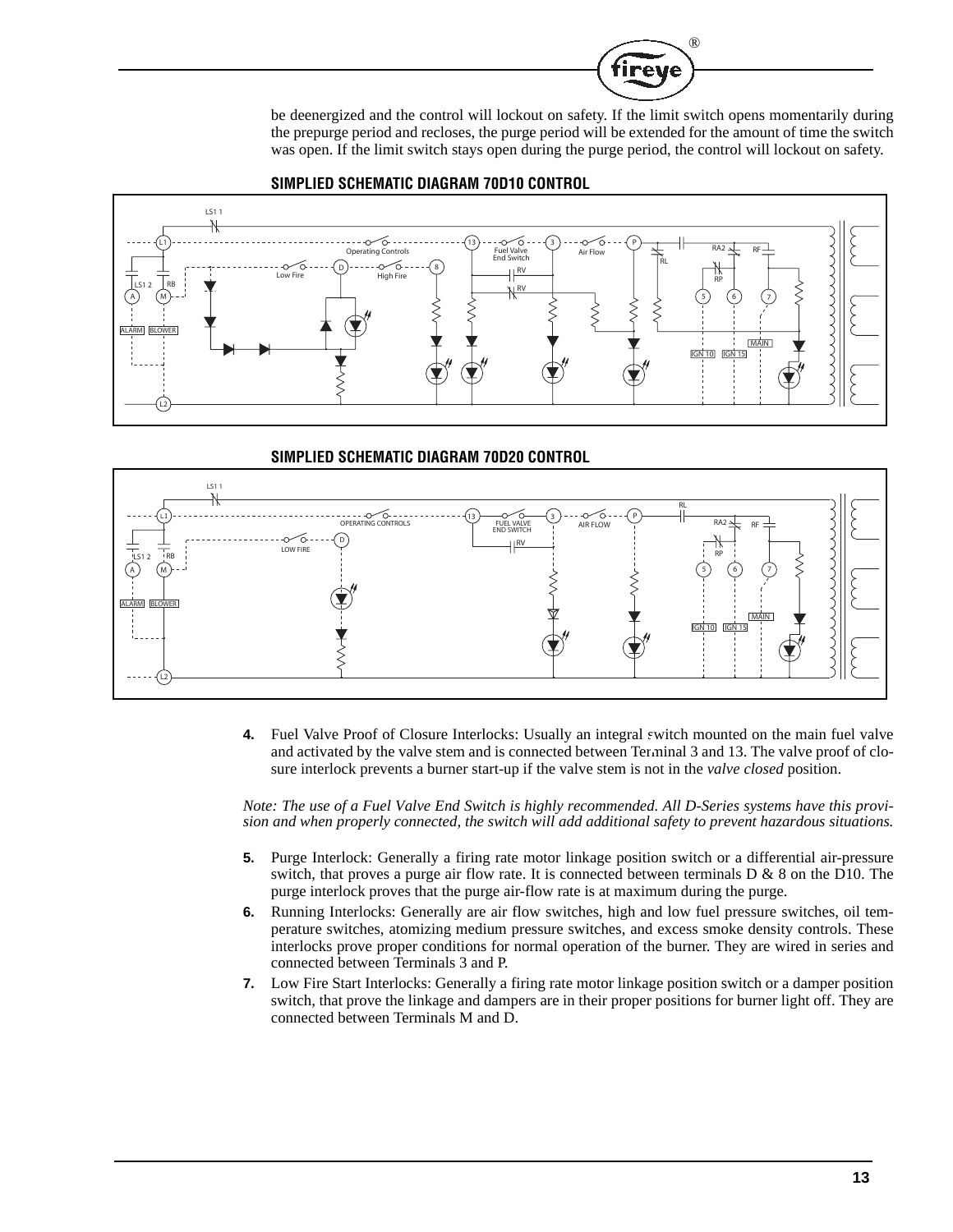be deenergized and the control will lockout on safety. If the limit switch opens momentarily during the prepurge period and recloses, the purge period will be extended for the amount of time the switch was open. If the limit switch stays open during the purge period, the control will lockout on safety.

### SIMPLIED SCHEMATIC DIAGRAM 70D10 CONTROL

### SIMPLIED SCHEMATIC DIAGRAM 70D20 CONTROL

**4.** Fuel Valve Proof of Closure Interlocks: Usually an integral switch mounted on the main fuel valve and activated by the valve stem and is connected between Terminal 3 and 13. The valve proof of closure interlock prevents a burner start-up if the valve stem is not in the *valve closed* position.

*Note: The use of a Fuel Valve End Switch is highly recommended. All D-Series systems have this provision and when properly connected, the switch will add additional safety to prevent hazardous situations.*

**5.** Purge Interlock: Generally a firing rate motor linkage position switch or a differential air-pressure switch, that proves a purge air flow rate. It is connected between terminals D & 8 on the D10. The purge interlock proves that the purge air-flow rate is at maximum during the purge.

**6.** Running Interlocks: Generally are air flow switches, high and low fuel pressure switches, oil temperature switches, atomizing medium pressure switches, and excess smoke density controls. These interlocks prove proper conditions for normal operation of the burner. They are wired in series and connected between Terminals 3 and P.

**7.** Low Fire Start Interlocks: Generally a firing rate motor linkage position switch or a damper position switch, that prove the linkage and dampers are in their proper positions for burner light off. They are connected between Terminals M and D.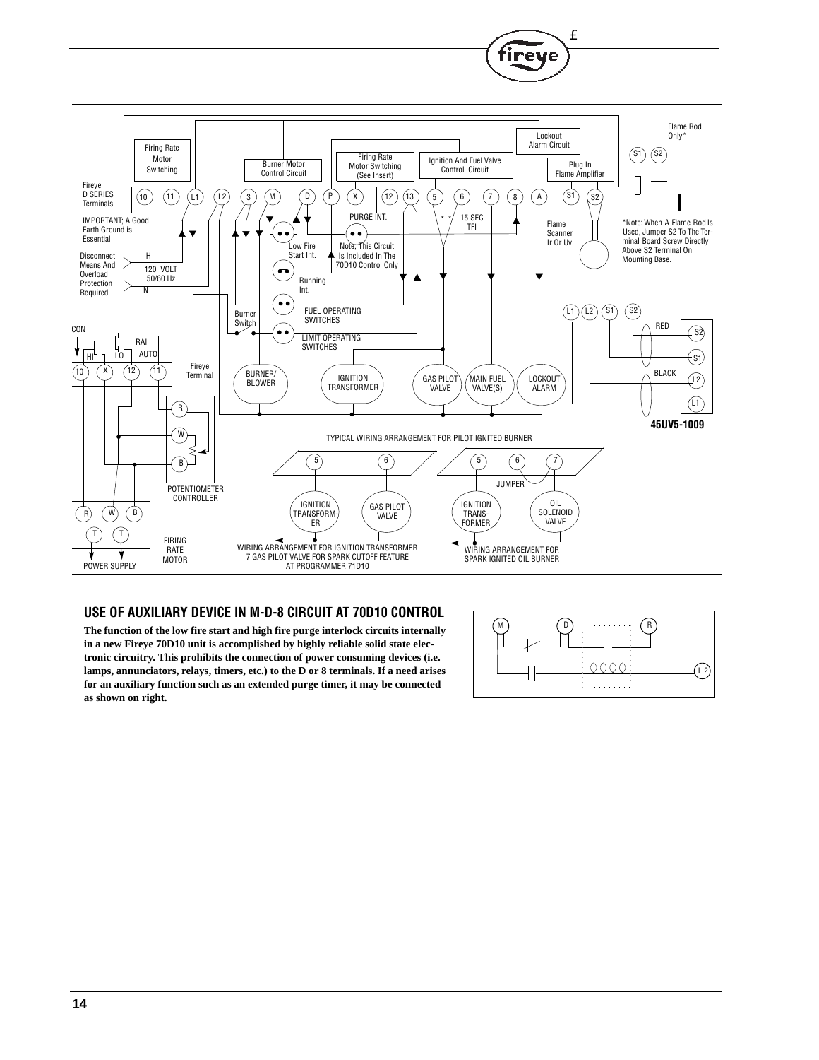Fireye D SERIES Terminals: 10, 11, L1, L2, 3, M, D, P, X, 12, 13, 5, 6, 7, 8, A, S1, S2

Firing Rate Motor Switching

Burner Motor Control Circuit

Firing Rate Motor Switching (See Insert)

Ignition And Fuel Valve Control Circuit

Lockout Alarm Circuit

Plug In Flame Amplifier

Flame Rod Only*

IMPORTANT; A Good Earth Ground is Essential

Disconnect Means And Overload Protection Required

H 120 VOLT 50/60 Hz N

Low Fire Start Int.

PURGE INT.

Note; This Circuit Is Included In The 70D10 Control Only

Running Int.

15 SEC TFI

Flame Scanner Ir Or Uv

*Note: When A Flame Rod Is Used, Jumper S2 To The Terminal Board Screw Directly Above S2 Terminal On Mounting Base.

Burner Switch

FUEL OPERATING SWITCHES

LIMIT OPERATING SWITCHES

CON

HI LO RAI AUTO

Fireye Terminal

BURNER/ BLOWER

IGNITION TRANSFORMER

GAS PILOT VALVE

MAIN FUEL VALVE(S)

LOCKOUT ALARM

RED BLACK

45UV5-1009

POTENTIOMETER CONTROLLER

TYPICAL WIRING ARRANGEMENT FOR PILOT IGNITED BURNER

JUMPER

IGNITION TRANSFORMER

GAS PILOT VALVE

IGNITION TRANSFORMER

OIL SOLENOID VALVE

POWER SUPPLY

FIRING RATE MOTOR

WIRING ARRANGEMENT FOR IGNITION TRANSFORMER 7 GAS PILOT VALVE FOR SPARK CUTOFF FEATURE AT PROGRAMMER 71D10

WIRING ARRANGEMENT FOR SPARK IGNITED OIL BURNER

## USE OF AUXILIARY DEVICE IN M-D-8 CIRCUIT AT 70D10 CONTROL

**The function of the low fire start and high fire purge interlock circuits internally in a new Fireye 70D10 unit is accomplished by highly reliable solid state electronic circuitry. This prohibits the connection of power consuming devices (i.e. lamps, annunciators, relays, timers, etc.) to the D or 8 terminals. If a need arises for an auxiliary function such as an extended purge timer, it may be connected as shown on right.**

M D R L2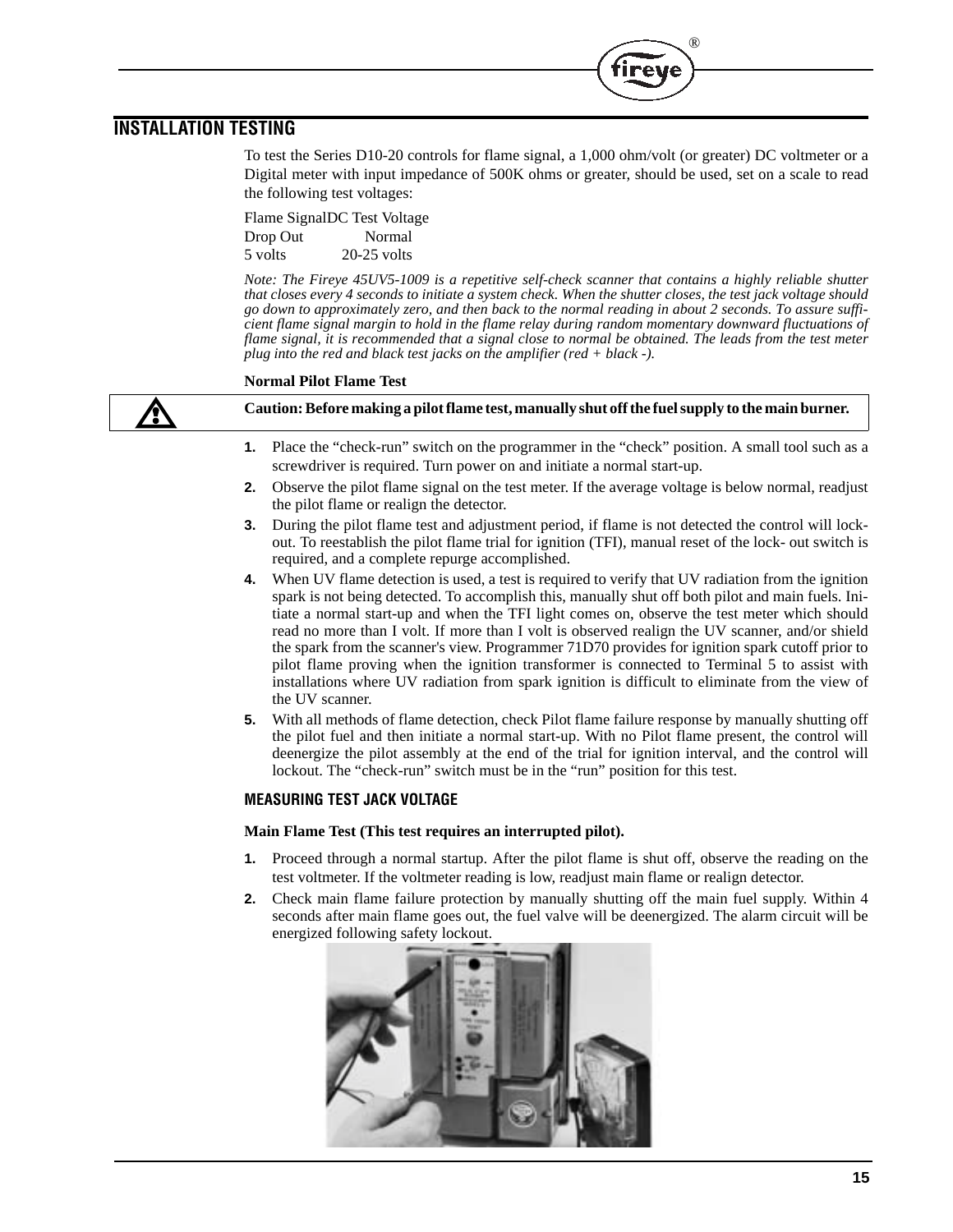## INSTALLATION TESTING

To test the Series D10-20 controls for flame signal, a 1,000 ohm/volt (or greater) DC voltmeter or a Digital meter with input impedance of 500K ohms or greater, should be used, set on a scale to read the following test voltages:

| Flame Signal | DC Test Voltage |
|---|---|
| Drop Out | Normal |
| 5 volts | 20-25 volts |

*Note: The Fireye 45UV5-1009 is a repetitive self-check scanner that contains a highly reliable shutter that closes every 4 seconds to initiate a system check. When the shutter closes, the test jack voltage should go down to approximately zero, and then back to the normal reading in about 2 seconds. To assure sufficient flame signal margin to hold in the flame relay during random momentary downward fluctuations of flame signal, it is recommended that a signal close to normal be obtained. The leads from the test meter plug into the red and black test jacks on the amplifier (red + black -).*

**Normal Pilot Flame Test**

**Caution: Before making a pilot flame test, manually shut off the fuel supply to the main burner.**

1. Place the "check-run" switch on the programmer in the "check" position. A small tool such as a screwdriver is required. Turn power on and initiate a normal start-up.
2. Observe the pilot flame signal on the test meter. If the average voltage is below normal, readjust the pilot flame or realign the detector.
3. During the pilot flame test and adjustment period, if flame is not detected the control will lockout. To reestablish the pilot flame trial for ignition (TFI), manual reset of the lock- out switch is required, and a complete repurge accomplished.
4. When UV flame detection is used, a test is required to verify that UV radiation from the ignition spark is not being detected. To accomplish this, manually shut off both pilot and main fuels. Initiate a normal start-up and when the TFI light comes on, observe the test meter which should read no more than I volt. If more than I volt is observed realign the UV scanner, and/or shield the spark from the scanner's view. Programmer 71D70 provides for ignition spark cutoff prior to pilot flame proving when the ignition transformer is connected to Terminal 5 to assist with installations where UV radiation from spark ignition is difficult to eliminate from the view of the UV scanner.
5. With all methods of flame detection, check Pilot flame failure response by manually shutting off the pilot fuel and then initiate a normal start-up. With no Pilot flame present, the control will deenergize the pilot assembly at the end of the trial for ignition interval, and the control will lockout. The "check-run" switch must be in the "run" position for this test.

### MEASURING TEST JACK VOLTAGE

**Main Flame Test (This test requires an interrupted pilot).**

1. Proceed through a normal startup. After the pilot flame is shut off, observe the reading on the test voltmeter. If the voltmeter reading is low, readjust main flame or realign detector.
2. Check main flame failure protection by manually shutting off the main fuel supply. Within 4 seconds after main flame goes out, the fuel valve will be deenergized. The alarm circuit will be energized following safety lockout.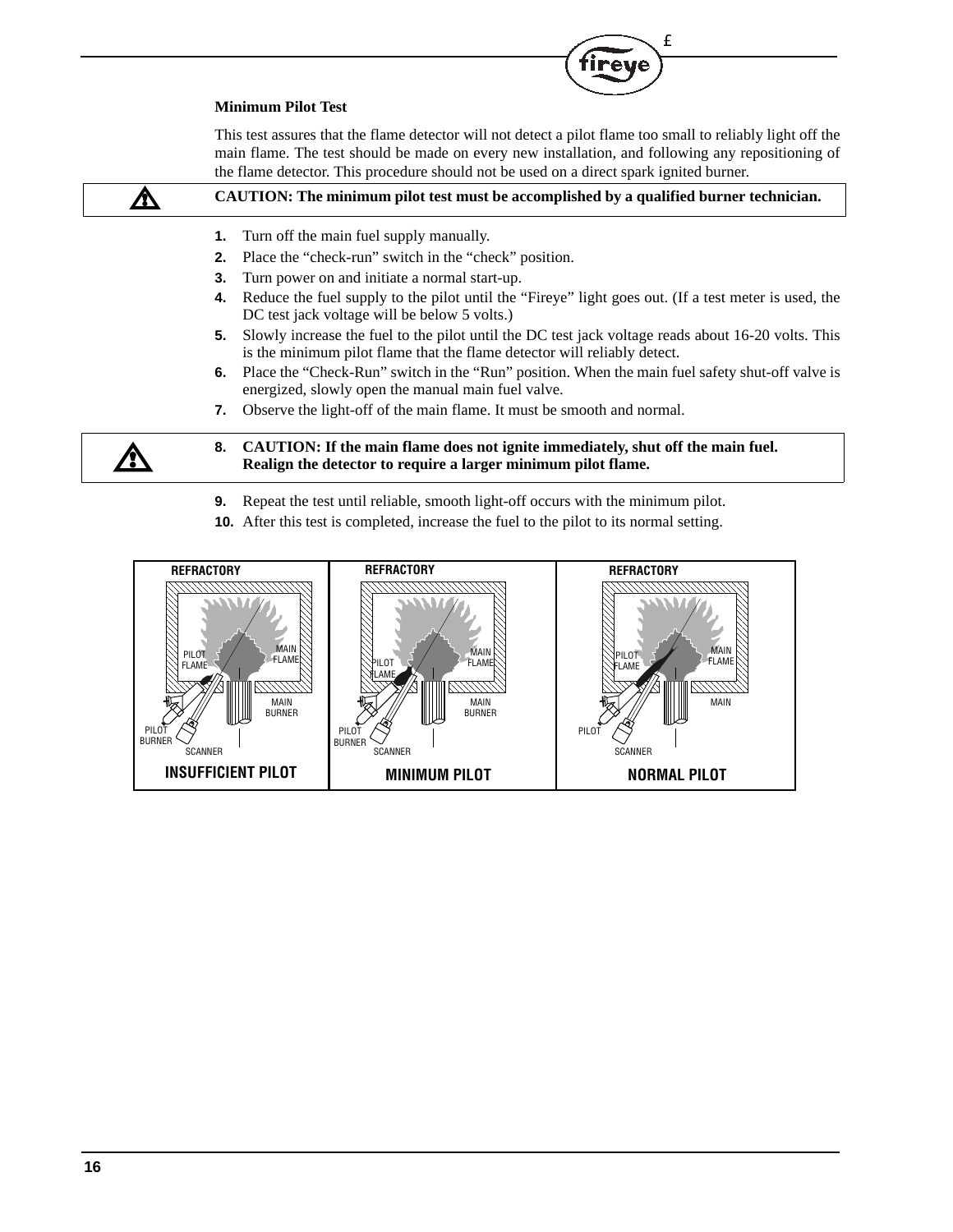### Minimum Pilot Test

This test assures that the flame detector will not detect a pilot flame too small to reliably light off the main flame. The test should be made on every new installation, and following any repositioning of the flame detector. This procedure should not be used on a direct spark ignited burner.

**CAUTION: The minimum pilot test must be accomplished by a qualified burner technician.**

1. Turn off the main fuel supply manually.
2. Place the “check-run” switch in the “check” position.
3. Turn power on and initiate a normal start-up.
4. Reduce the fuel supply to the pilot until the “Fireye” light goes out. (If a test meter is used, the DC test jack voltage will be below 5 volts.)
5. Slowly increase the fuel to the pilot until the DC test jack voltage reads about 16-20 volts. This is the minimum pilot flame that the flame detector will reliably detect.
6. Place the “Check-Run” switch in the “Run” position. When the main fuel safety shut-off valve is energized, slowly open the manual main fuel valve.
7. Observe the light-off of the main flame. It must be smooth and normal.
8. **CAUTION: If the main flame does not ignite immediately, shut off the main fuel. Realign the detector to require a larger minimum pilot flame.**
9. Repeat the test until reliable, smooth light-off occurs with the minimum pilot.
10. After this test is completed, increase the fuel to the pilot to its normal setting.

INSUFFICIENT PILOT | MINIMUM PILOT | NORMAL PILOT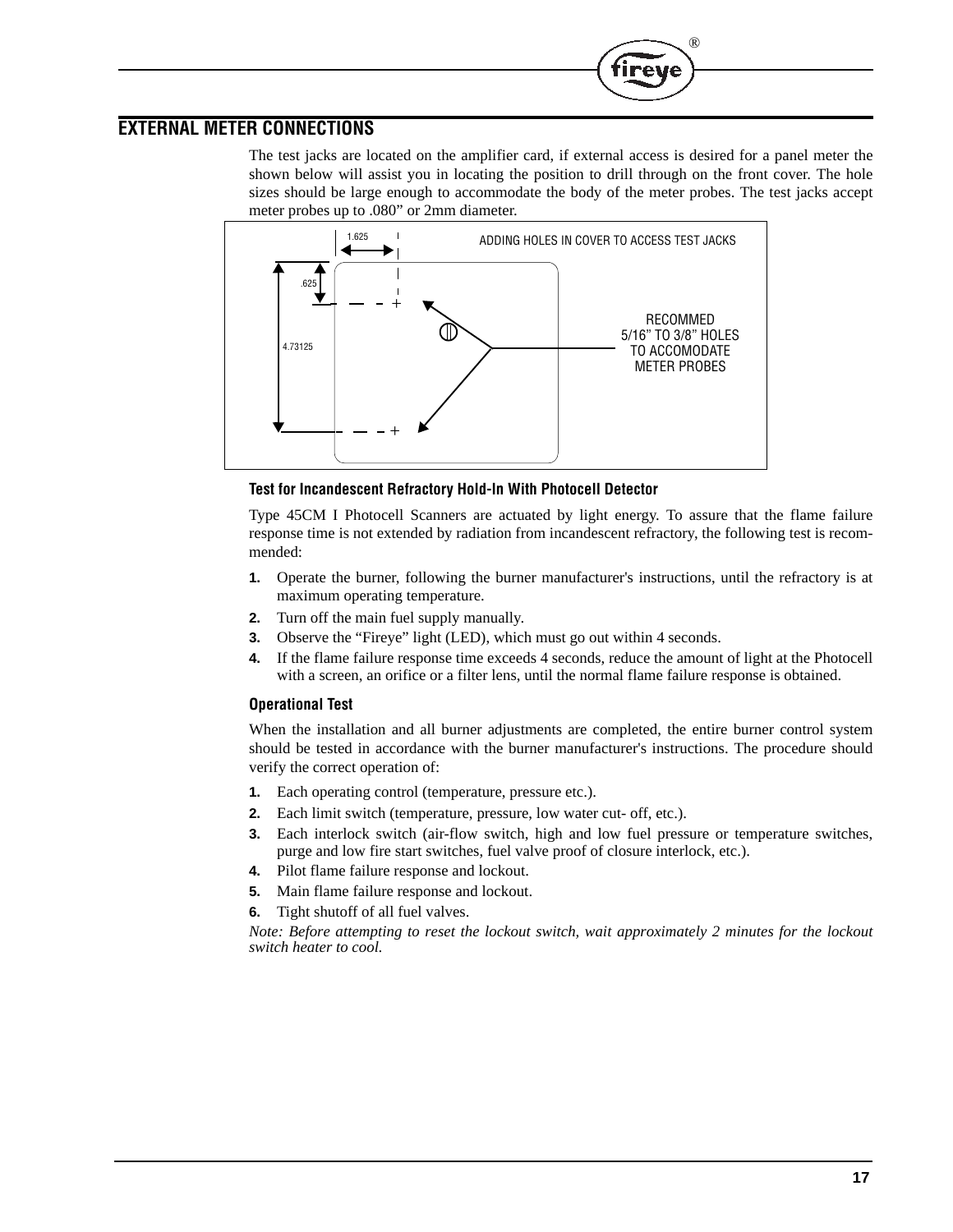## EXTERNAL METER CONNECTIONS

The test jacks are located on the amplifier card, if external access is desired for a panel meter the shown below will assist you in locating the position to drill through on the front cover. The hole sizes should be large enough to accommodate the body of the meter probes. The test jacks accept meter probes up to .080" or 2mm diameter.

ADDING HOLES IN COVER TO ACCESS TEST JACKS

1.625

.625

4.73125

RECOMMED
5/16" TO 3/8" HOLES
TO ACCOMODATE
METER PROBES

### Test for Incandescent Refractory Hold-In With Photocell Detector

Type 45CM I Photocell Scanners are actuated by light energy. To assure that the flame failure response time is not extended by radiation from incandescent refractory, the following test is recommended:

1. Operate the burner, following the burner manufacturer's instructions, until the refractory is at maximum operating temperature.
2. Turn off the main fuel supply manually.
3. Observe the "Fireye" light (LED), which must go out within 4 seconds.
4. If the flame failure response time exceeds 4 seconds, reduce the amount of light at the Photocell with a screen, an orifice or a filter lens, until the normal flame failure response is obtained.

### Operational Test

When the installation and all burner adjustments are completed, the entire burner control system should be tested in accordance with the burner manufacturer's instructions. The procedure should verify the correct operation of:

1. Each operating control (temperature, pressure etc.).
2. Each limit switch (temperature, pressure, low water cut- off, etc.).
3. Each interlock switch (air-flow switch, high and low fuel pressure or temperature switches, purge and low fire start switches, fuel valve proof of closure interlock, etc.).
4. Pilot flame failure response and lockout.
5. Main flame failure response and lockout.
6. Tight shutoff of all fuel valves.

*Note: Before attempting to reset the lockout switch, wait approximately 2 minutes for the lockout switch heater to cool.*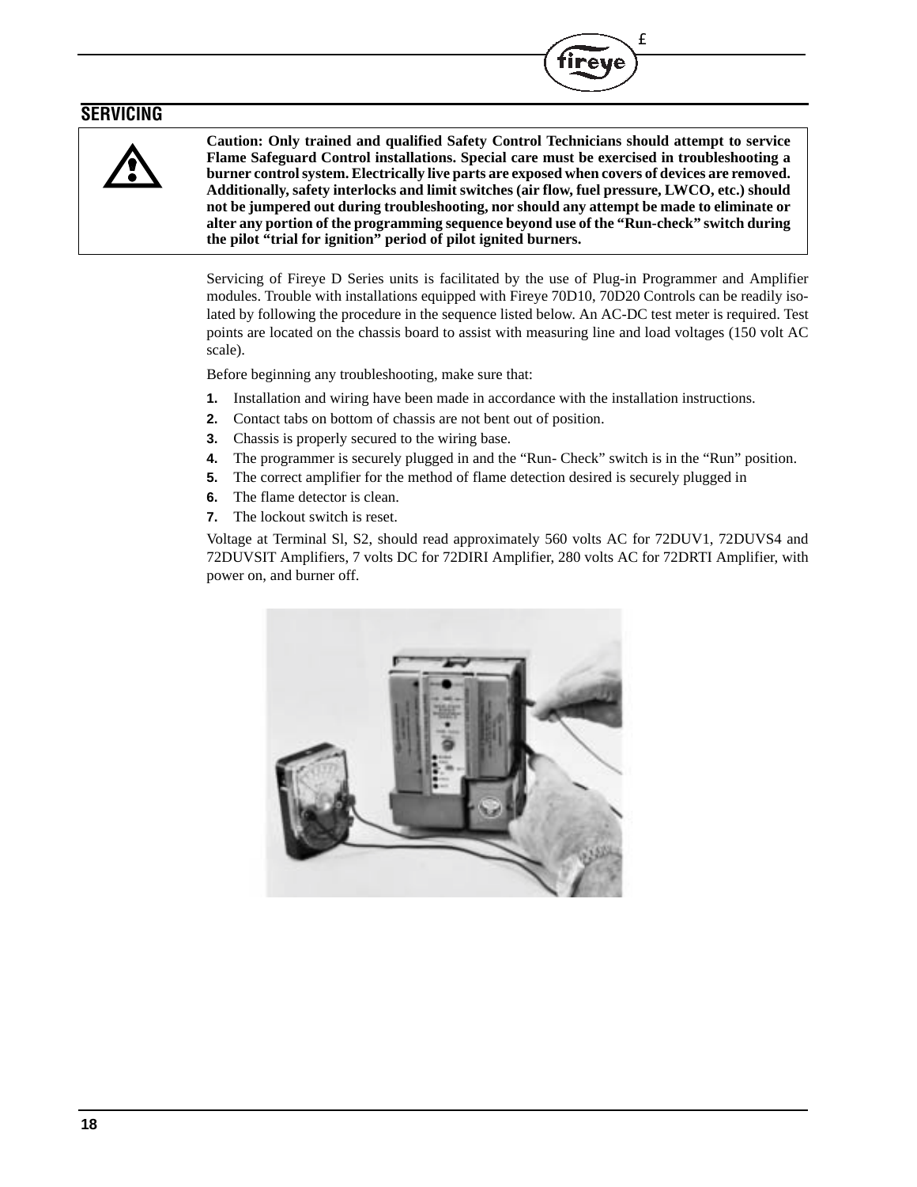## SERVICING

> **Caution: Only trained and qualified Safety Control Technicians should attempt to service Flame Safeguard Control installations. Special care must be exercised in troubleshooting a burner control system. Electrically live parts are exposed when covers of devices are removed. Additionally, safety interlocks and limit switches (air flow, fuel pressure, LWCO, etc.) should not be jumpered out during troubleshooting, nor should any attempt be made to eliminate or alter any portion of the programming sequence beyond use of the "Run-check" switch during the pilot "trial for ignition" period of pilot ignited burners.**

Servicing of Fireye D Series units is facilitated by the use of Plug-in Programmer and Amplifier modules. Trouble with installations equipped with Fireye 70D10, 70D20 Controls can be readily isolated by following the procedure in the sequence listed below. An AC-DC test meter is required. Test points are located on the chassis board to assist with measuring line and load voltages (150 volt AC scale).

Before beginning any troubleshooting, make sure that:

1. Installation and wiring have been made in accordance with the installation instructions.
2. Contact tabs on bottom of chassis are not bent out of position.
3. Chassis is properly secured to the wiring base.
4. The programmer is securely plugged in and the "Run- Check" switch is in the "Run" position.
5. The correct amplifier for the method of flame detection desired is securely plugged in
6. The flame detector is clean.
7. The lockout switch is reset.

Voltage at Terminal Sl, S2, should read approximately 560 volts AC for 72DUV1, 72DUVS4 and 72DUVSIT Amplifiers, 7 volts DC for 72DIRI Amplifier, 280 volts AC for 72DRTI Amplifier, with power on, and burner off.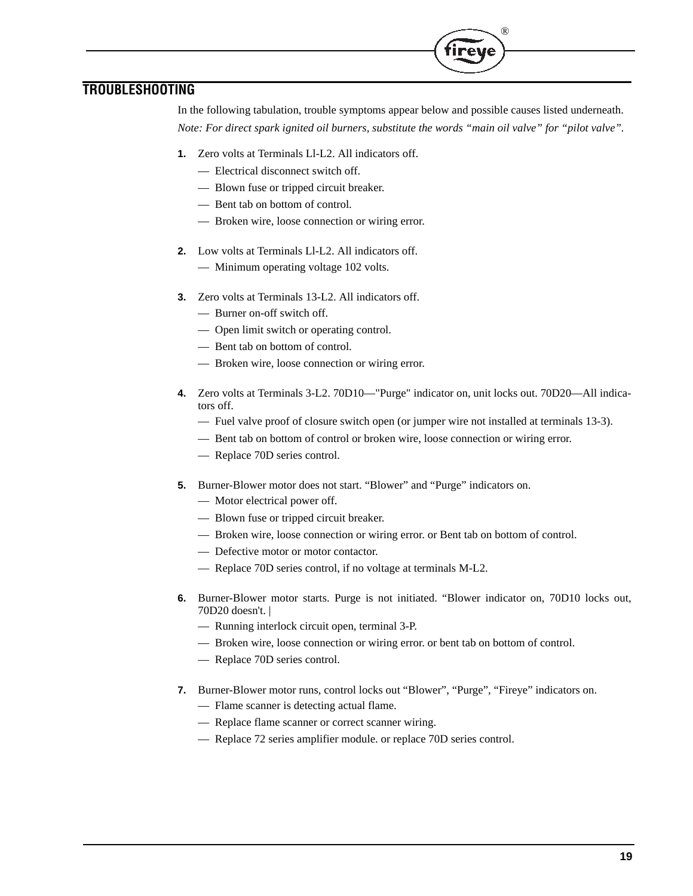## TROUBLESHOOTING

In the following tabulation, trouble symptoms appear below and possible causes listed underneath.

*Note: For direct spark ignited oil burners, substitute the words "main oil valve" for "pilot valve".*

1. Zero volts at Terminals Ll-L2. All indicators off.
   - Electrical disconnect switch off.
   - Blown fuse or tripped circuit breaker.
   - Bent tab on bottom of control.
   - Broken wire, loose connection or wiring error.

2. Low volts at Terminals Ll-L2. All indicators off.
   - Minimum operating voltage 102 volts.

3. Zero volts at Terminals 13-L2. All indicators off.
   - Burner on-off switch off.
   - Open limit switch or operating control.
   - Bent tab on bottom of control.
   - Broken wire, loose connection or wiring error.

4. Zero volts at Terminals 3-L2. 70D10—"Purge" indicator on, unit locks out. 70D20—All indicators off.
   - Fuel valve proof of closure switch open (or jumper wire not installed at terminals 13-3).
   - Bent tab on bottom of control or broken wire, loose connection or wiring error.
   - Replace 70D series control.

5. Burner-Blower motor does not start. "Blower" and "Purge" indicators on.
   - Motor electrical power off.
   - Blown fuse or tripped circuit breaker.
   - Broken wire, loose connection or wiring error. or Bent tab on bottom of control.
   - Defective motor or motor contactor.
   - Replace 70D series control, if no voltage at terminals M-L2.

6. Burner-Blower motor starts. Purge is not initiated. "Blower indicator on, 70D10 locks out, 70D20 doesn't. |
   - Running interlock circuit open, terminal 3-P.
   - Broken wire, loose connection or wiring error. or bent tab on bottom of control.
   - Replace 70D series control.

7. Burner-Blower motor runs, control locks out "Blower", "Purge", "Fireye" indicators on.
   - Flame scanner is detecting actual flame.
   - Replace flame scanner or correct scanner wiring.
   - Replace 72 series amplifier module. or replace 70D series control.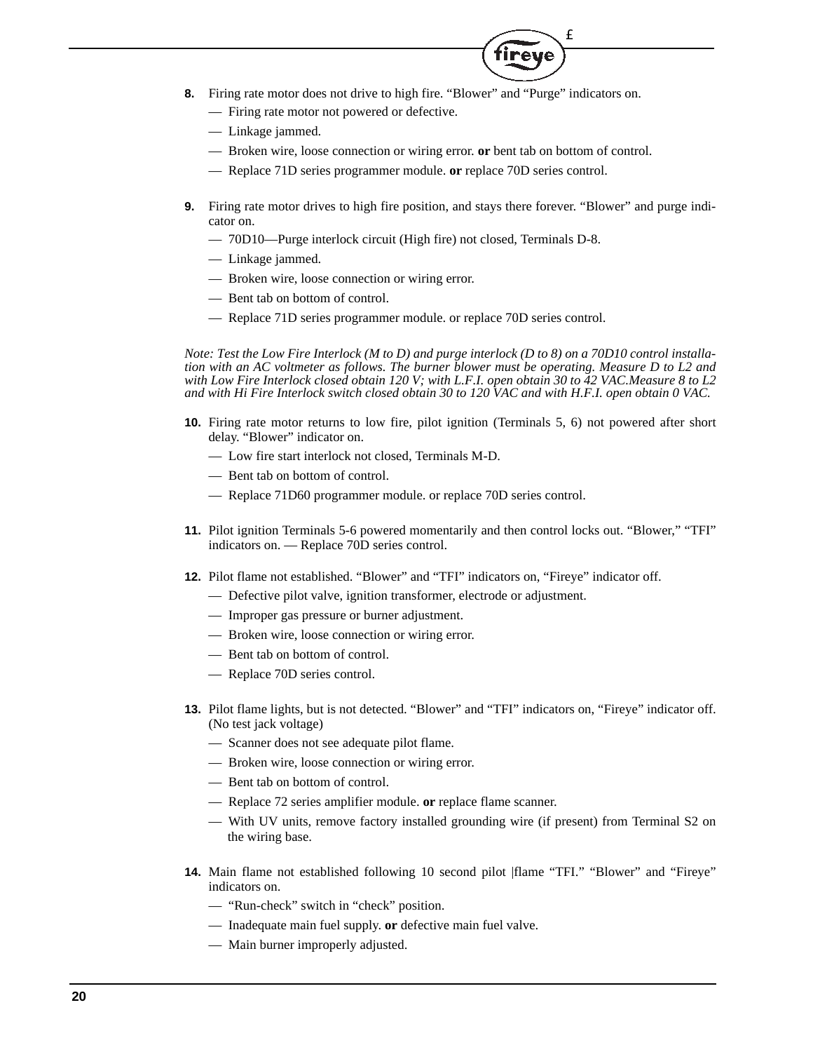8. Firing rate motor does not drive to high fire. “Blower” and “Purge” indicators on.
   - — Firing rate motor not powered or defective.
   - — Linkage jammed.
   - — Broken wire, loose connection or wiring error. **or** bent tab on bottom of control.
   - — Replace 71D series programmer module. **or** replace 70D series control.

9. Firing rate motor drives to high fire position, and stays there forever. “Blower” and purge indicator on.
   - — 70D10—Purge interlock circuit (High fire) not closed, Terminals D-8.
   - — Linkage jammed.
   - — Broken wire, loose connection or wiring error.
   - — Bent tab on bottom of control.
   - — Replace 71D series programmer module. or replace 70D series control.

*Note: Test the Low Fire Interlock (M to D) and purge interlock (D to 8) on a 70D10 control installation with an AC voltmeter as follows. The burner blower must be operating. Measure D to L2 and with Low Fire Interlock closed obtain 120 V; with L.F.I. open obtain 30 to 42 VAC.Measure 8 to L2 and with Hi Fire Interlock switch closed obtain 30 to 120 VAC and with H.F.I. open obtain 0 VAC.*

10. Firing rate motor returns to low fire, pilot ignition (Terminals 5, 6) not powered after short delay. “Blower” indicator on.
    - — Low fire start interlock not closed, Terminals M-D.
    - — Bent tab on bottom of control.
    - — Replace 71D60 programmer module. or replace 70D series control.

11. Pilot ignition Terminals 5-6 powered momentarily and then control locks out. “Blower,” “TFI” indicators on. — Replace 70D series control.

12. Pilot flame not established. “Blower” and “TFI” indicators on, “Fireye” indicator off.
    - — Defective pilot valve, ignition transformer, electrode or adjustment.
    - — Improper gas pressure or burner adjustment.
    - — Broken wire, loose connection or wiring error.
    - — Bent tab on bottom of control.
    - — Replace 70D series control.

13. Pilot flame lights, but is not detected. “Blower” and “TFI” indicators on, “Fireye” indicator off. (No test jack voltage)
    - — Scanner does not see adequate pilot flame.
    - — Broken wire, loose connection or wiring error.
    - — Bent tab on bottom of control.
    - — Replace 72 series amplifier module. **or** replace flame scanner.
    - — With UV units, remove factory installed grounding wire (if present) from Terminal S2 on the wiring base.

14. Main flame not established following 10 second pilot |flame “TFI.” “Blower” and “Fireye” indicators on.
    - — “Run-check” switch in “check” position.
    - — Inadequate main fuel supply. **or** defective main fuel valve.
    - — Main burner improperly adjusted.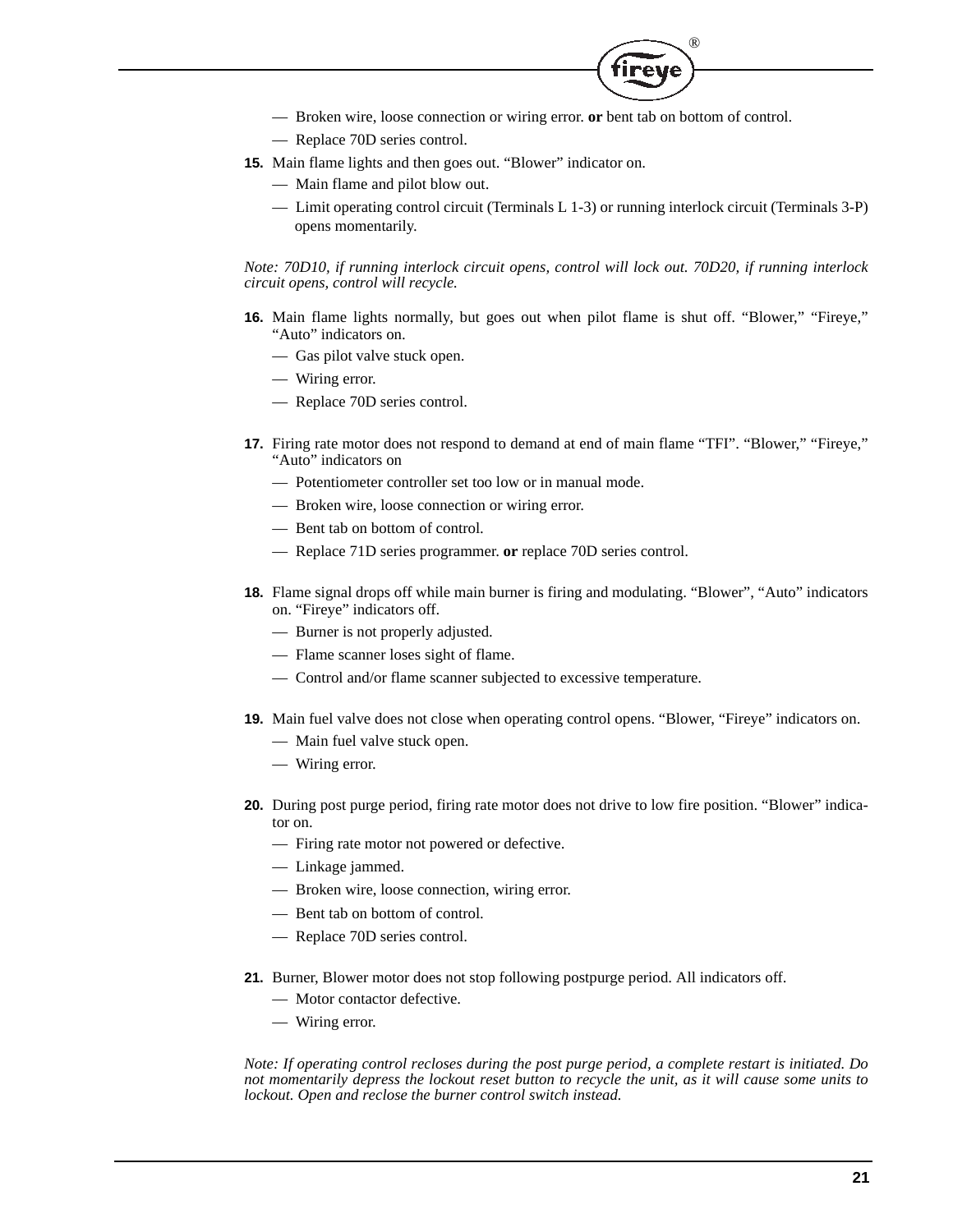— Broken wire, loose connection or wiring error. **or** bent tab on bottom of control.

— Replace 70D series control.

**15.** Main flame lights and then goes out. “Blower” indicator on.

— Main flame and pilot blow out.

— Limit operating control circuit (Terminals L 1-3) or running interlock circuit (Terminals 3-P) opens momentarily.

*Note: 70D10, if running interlock circuit opens, control will lock out. 70D20, if running interlock circuit opens, control will recycle.*

**16.** Main flame lights normally, but goes out when pilot flame is shut off. “Blower,” “Fireye,” “Auto” indicators on.

— Gas pilot valve stuck open.

— Wiring error.

— Replace 70D series control.

**17.** Firing rate motor does not respond to demand at end of main flame “TFI”. “Blower,” “Fireye,” “Auto” indicators on

— Potentiometer controller set too low or in manual mode.

— Broken wire, loose connection or wiring error.

— Bent tab on bottom of control.

— Replace 71D series programmer. **or** replace 70D series control.

**18.** Flame signal drops off while main burner is firing and modulating. “Blower”, “Auto” indicators on. “Fireye” indicators off.

— Burner is not properly adjusted.

— Flame scanner loses sight of flame.

— Control and/or flame scanner subjected to excessive temperature.

**19.** Main fuel valve does not close when operating control opens. “Blower, “Fireye” indicators on.

— Main fuel valve stuck open.

— Wiring error.

**20.** During post purge period, firing rate motor does not drive to low fire position. “Blower” indicator on.

— Firing rate motor not powered or defective.

— Linkage jammed.

— Broken wire, loose connection, wiring error.

— Bent tab on bottom of control.

— Replace 70D series control.

**21.** Burner, Blower motor does not stop following postpurge period. All indicators off.

— Motor contactor defective.

— Wiring error.

*Note: If operating control recloses during the post purge period, a complete restart is initiated. Do not momentarily depress the lockout reset button to recycle the unit, as it will cause some units to lockout. Open and reclose the burner control switch instead.*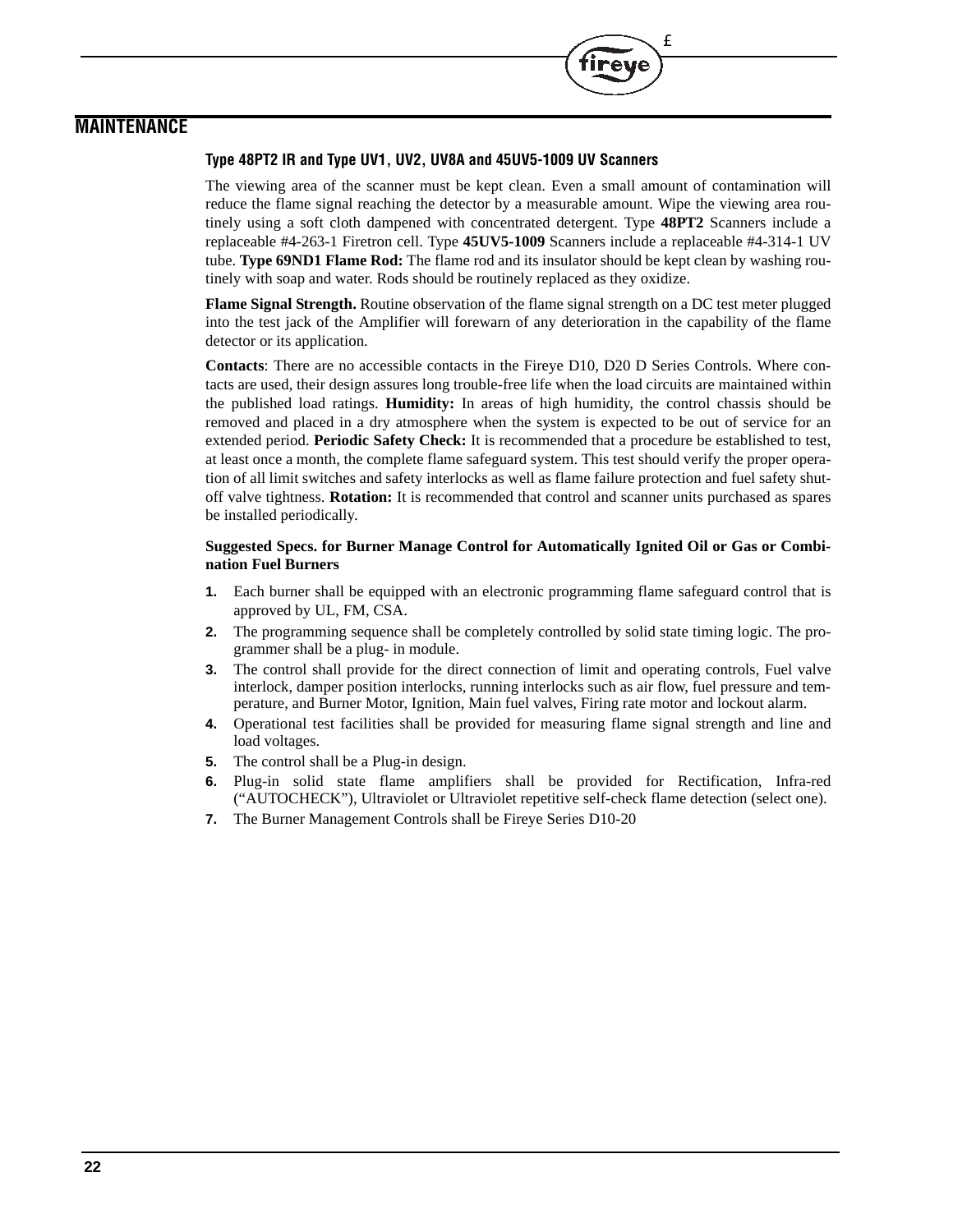## MAINTENANCE

### Type 48PT2 IR and Type UV1, UV2, UV8A and 45UV5-1009 UV Scanners

The viewing area of the scanner must be kept clean. Even a small amount of contamination will reduce the flame signal reaching the detector by a measurable amount. Wipe the viewing area routinely using a soft cloth dampened with concentrated detergent. Type **48PT2** Scanners include a replaceable #4-263-1 Firetron cell. Type **45UV5-1009** Scanners include a replaceable #4-314-1 UV tube. **Type 69ND1 Flame Rod:** The flame rod and its insulator should be kept clean by washing routinely with soap and water. Rods should be routinely replaced as they oxidize.

**Flame Signal Strength.** Routine observation of the flame signal strength on a DC test meter plugged into the test jack of the Amplifier will forewarn of any deterioration in the capability of the flame detector or its application.

**Contacts**: There are no accessible contacts in the Fireye D10, D20 D Series Controls. Where contacts are used, their design assures long trouble-free life when the load circuits are maintained within the published load ratings. **Humidity:** In areas of high humidity, the control chassis should be removed and placed in a dry atmosphere when the system is expected to be out of service for an extended period. **Periodic Safety Check:** It is recommended that a procedure be established to test, at least once a month, the complete flame safeguard system. This test should verify the proper operation of all limit switches and safety interlocks as well as flame failure protection and fuel safety shutoff valve tightness. **Rotation:** It is recommended that control and scanner units purchased as spares be installed periodically.

**Suggested Specs. for Burner Manage Control for Automatically Ignited Oil or Gas or Combination Fuel Burners**

1. Each burner shall be equipped with an electronic programming flame safeguard control that is approved by UL, FM, CSA.
2. The programming sequence shall be completely controlled by solid state timing logic. The programmer shall be a plug- in module.
3. The control shall provide for the direct connection of limit and operating controls, Fuel valve interlock, damper position interlocks, running interlocks such as air flow, fuel pressure and temperature, and Burner Motor, Ignition, Main fuel valves, Firing rate motor and lockout alarm.
4. Operational test facilities shall be provided for measuring flame signal strength and line and load voltages.
5. The control shall be a Plug-in design.
6. Plug-in solid state flame amplifiers shall be provided for Rectification, Infra-red (“AUTOCHECK”), Ultraviolet or Ultraviolet repetitive self-check flame detection (select one).
7. The Burner Management Controls shall be Fireye Series D10-20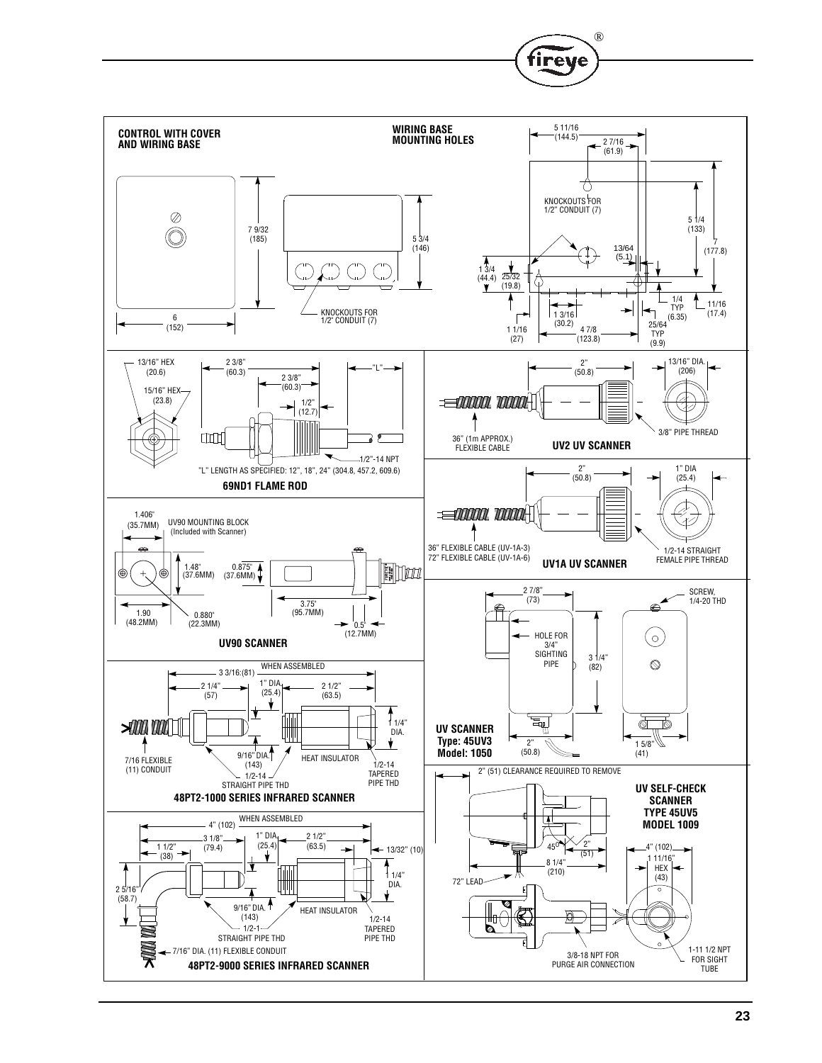## CONTROL WITH COVER AND WIRING BASE

6 (152)

7 9/32 (185)

5 3/4 (146)

KNOCKOUTS FOR 1/2" CONDUIT (7)

## WIRING BASE MOUNTING HOLES

5 11/16 (144.5)

2 7/16 (61.9)

KNOCKOUTS FOR 1/2" CONDUIT (7)

5 1/4 (133)

7 (177.8)

13/64 (5.1)

1 3/4 (44.4)

25/32 (19.8)

1/4 TYP (6.35)

11/16 (17.4)

1 3/16 (30.2)

25/64 TYP (9.9)

1 1/16 (27)

4 7/8 (123.8)

## 69ND1 FLAME ROD

13/16" HEX (20.6)

15/16" HEX (23.8)

2 3/8" (60.3)

2 3/8" (60.3)

1/2" (12.7)

"L"

1/2"-14 NPT

"L" LENGTH AS SPECIFIED: 12", 18", 24" (304.8, 457.2, 609.6)

## UV2 UV SCANNER

2" (50.8)

13/16" DIA. (206)

36" (1m APPROX.) FLEXIBLE CABLE

3/8" PIPE THREAD

## UV1A UV SCANNER

2" (50.8)

1" DIA (25.4)

36" FLEXIBLE CABLE (UV-1A-3)
72" FLEXIBLE CABLE (UV-1A-6)

1/2-14 STRAIGHT FEMALE PIPE THREAD

## UV90 SCANNER

1.406" (35.7MM)

UV90 MOUNTING BLOCK (Included with Scanner)

1.48" (37.6MM)

0.875" (37.6MM)

3.75" (95.7MM)

1.90 (48.2MM)

0.880" (22.3MM)

0.5" (12.7MM)

## UV SCANNER Type: 45UV3 Model: 1050

2 7/8" (73)

SCREW, 1/4-20 THD

HOLE FOR 3/4" SIGHTING PIPE

3 1/4" (82)

2" (50.8)

1 5/8" (41)

## 48PT2-1000 SERIES INFRARED SCANNER

WHEN ASSEMBLED

3 3/16:(81)

2 1/4" (57)

1" DIA. (25.4)

2 1/2" (63.5)

1 1/4" DIA.

7/16 FLEXIBLE (11) CONDUIT

9/16" DIA. (143)

1/2-14 STRAIGHT PIPE THD

HEAT INSULATOR

1/2-14 TAPERED PIPE THD

## UV SELF-CHECK SCANNER TYPE 45UV5 MODEL 1009

2" (51) CLEARANCE REQUIRED TO REMOVE

45°

2" (51)

8 1/4" (210)

72" LEAD

4" (102)

1 11/16" HEX (43)

3/8-18 NPT FOR PURGE AIR CONNECTION

1-11 1/2 NPT FOR SIGHT TUBE

## 48PT2-9000 SERIES INFRARED SCANNER

WHEN ASSEMBLED

4" (102)

3 1/8" (79.4)

1 1/2" (38)

1" DIA. (25.4)

2 1/2" (63.5)

13/32" (10)

1 1/4" DIA.

2 5/16" (58.7)

9/16" DIA. (143)

1/2-1 STRAIGHT PIPE THD

HEAT INSULATOR

1/2-14 TAPERED PIPE THD

7/16" DIA. (11) FLEXIBLE CONDUIT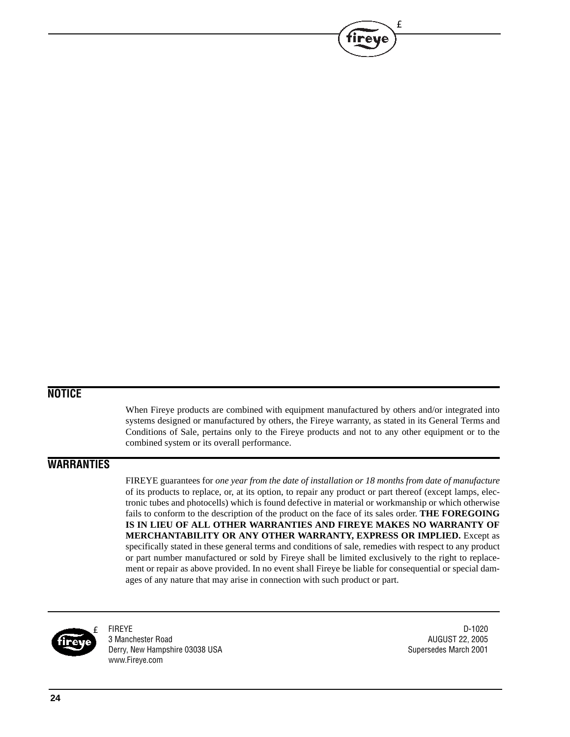## NOTICE

When Fireye products are combined with equipment manufactured by others and/or integrated into systems designed or manufactured by others, the Fireye warranty, as stated in its General Terms and Conditions of Sale, pertains only to the Fireye products and not to any other equipment or to the combined system or its overall performance.

## WARRANTIES

FIREYE guarantees for *one year from the date of installation or 18 months from date of manufacture* of its products to replace, or, at its option, to repair any product or part thereof (except lamps, electronic tubes and photocells) which is found defective in material or workmanship or which otherwise fails to conform to the description of the product on the face of its sales order. **THE FOREGOING IS IN LIEU OF ALL OTHER WARRANTIES AND FIREYE MAKES NO WARRANTY OF MERCHANTABILITY OR ANY OTHER WARRANTY, EXPRESS OR IMPLIED.** Except as specifically stated in these general terms and conditions of sale, remedies with respect to any product or part number manufactured or sold by Fireye shall be limited exclusively to the right to replacement or repair as above provided. In no event shall Fireye be liable for consequential or special damages of any nature that may arise in connection with such product or part.

FIREYE
3 Manchester Road
Derry, New Hampshire 03038 USA
www.Fireye.com

D-1020
AUGUST 22, 2005
Supersedes March 2001